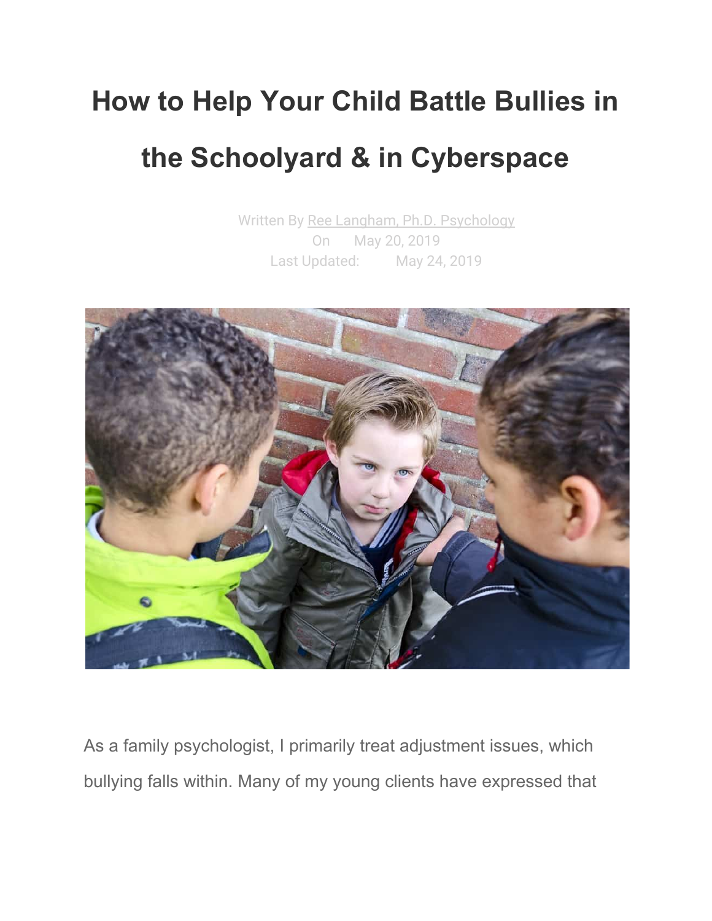# How to Help Your Child Battle Bullies in the Schoolyard & in Cyberspace

Written By Ree Langham, Ph.D. Psychology
On May 20, 2019
Last Updated: May 24, 2019

As a family psychologist, I primarily treat adjustment issues, which bullying falls within. Many of my young clients have expressed that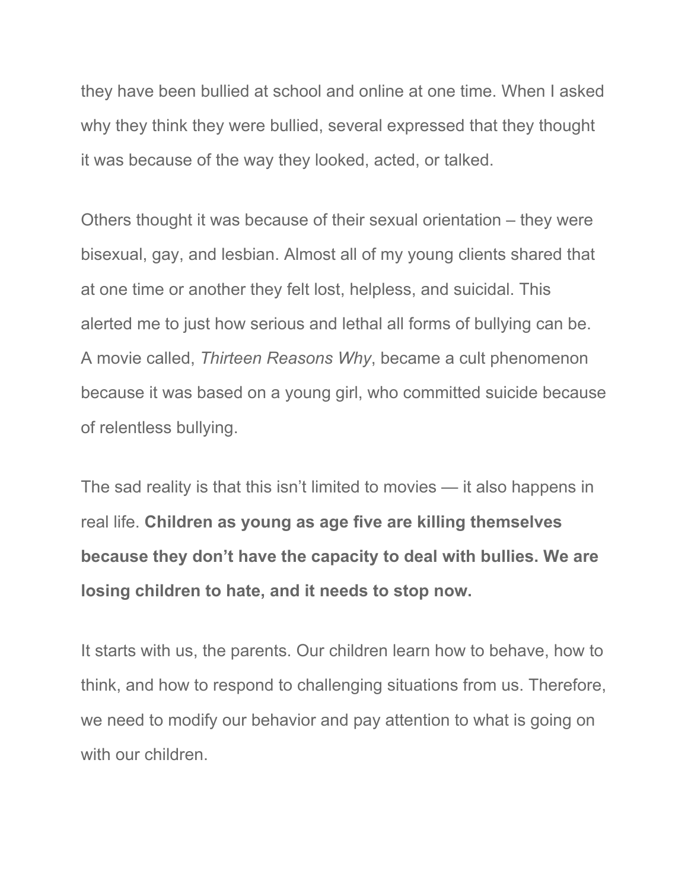they have been bullied at school and online at one time. When I asked why they think they were bullied, several expressed that they thought it was because of the way they looked, acted, or talked.

Others thought it was because of their sexual orientation – they were bisexual, gay, and lesbian. Almost all of my young clients shared that at one time or another they felt lost, helpless, and suicidal. This alerted me to just how serious and lethal all forms of bullying can be. A movie called, *Thirteen Reasons Why*, became a cult phenomenon because it was based on a young girl, who committed suicide because of relentless bullying.

The sad reality is that this isn't limited to movies — it also happens in real life. **Children as young as age five are killing themselves because they don't have the capacity to deal with bullies. We are losing children to hate, and it needs to stop now.**

It starts with us, the parents. Our children learn how to behave, how to think, and how to respond to challenging situations from us. Therefore, we need to modify our behavior and pay attention to what is going on with our children.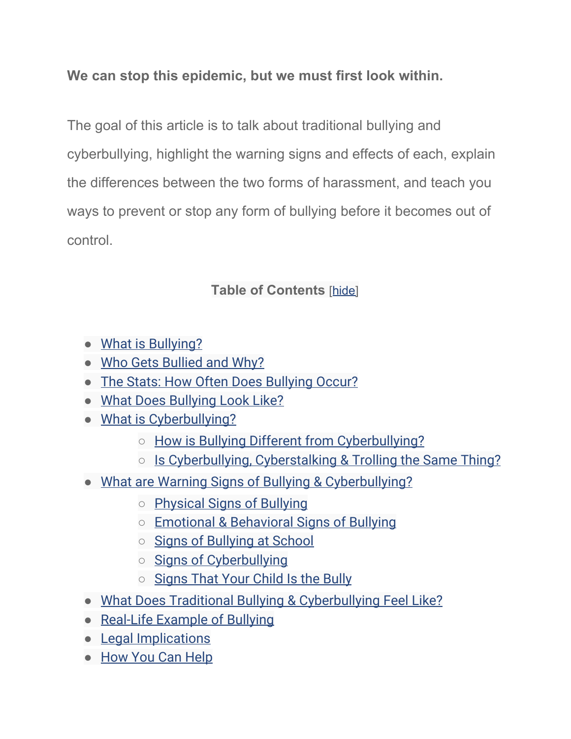**We can stop this epidemic, but we must first look within.**

The goal of this article is to talk about traditional bullying and cyberbullying, highlight the warning signs and effects of each, explain the differences between the two forms of harassment, and teach you ways to prevent or stop any form of bullying before it becomes out of control.

**Table of Contents** [hide]

- What is Bullying?
- Who Gets Bullied and Why?
- The Stats: How Often Does Bullying Occur?
- What Does Bullying Look Like?
- What is Cyberbullying?
  - How is Bullying Different from Cyberbullying?
  - Is Cyberbullying, Cyberstalking & Trolling the Same Thing?
- What are Warning Signs of Bullying & Cyberbullying?
  - Physical Signs of Bullying
  - Emotional & Behavioral Signs of Bullying
  - Signs of Bullying at School
  - Signs of Cyberbullying
  - Signs That Your Child Is the Bully
- What Does Traditional Bullying & Cyberbullying Feel Like?
- Real-Life Example of Bullying
- Legal Implications
- How You Can Help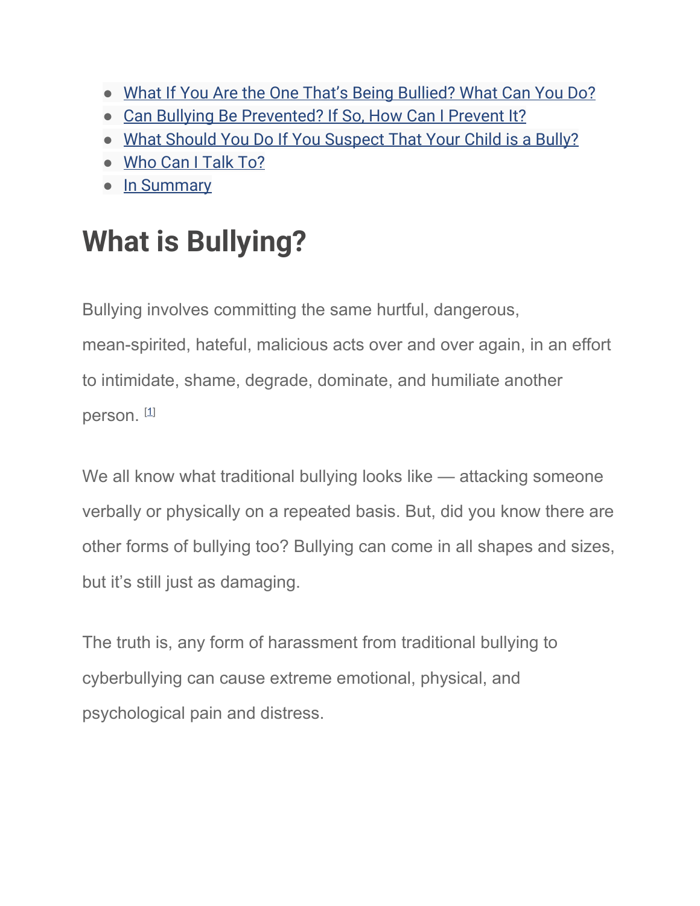- [What If You Are the One That's Being Bullied? What Can You Do?]()
- [Can Bullying Be Prevented? If So, How Can I Prevent It?]()
- [What Should You Do If You Suspect That Your Child is a Bully?]()
- [Who Can I Talk To?]()
- [In Summary]()

# What is Bullying?

Bullying involves committing the same hurtful, dangerous, mean-spirited, hateful, malicious acts over and over again, in an effort to intimidate, shame, degrade, dominate, and humiliate another person. [1]

We all know what traditional bullying looks like — attacking someone verbally or physically on a repeated basis. But, did you know there are other forms of bullying too? Bullying can come in all shapes and sizes, but it's still just as damaging.

The truth is, any form of harassment from traditional bullying to cyberbullying can cause extreme emotional, physical, and psychological pain and distress.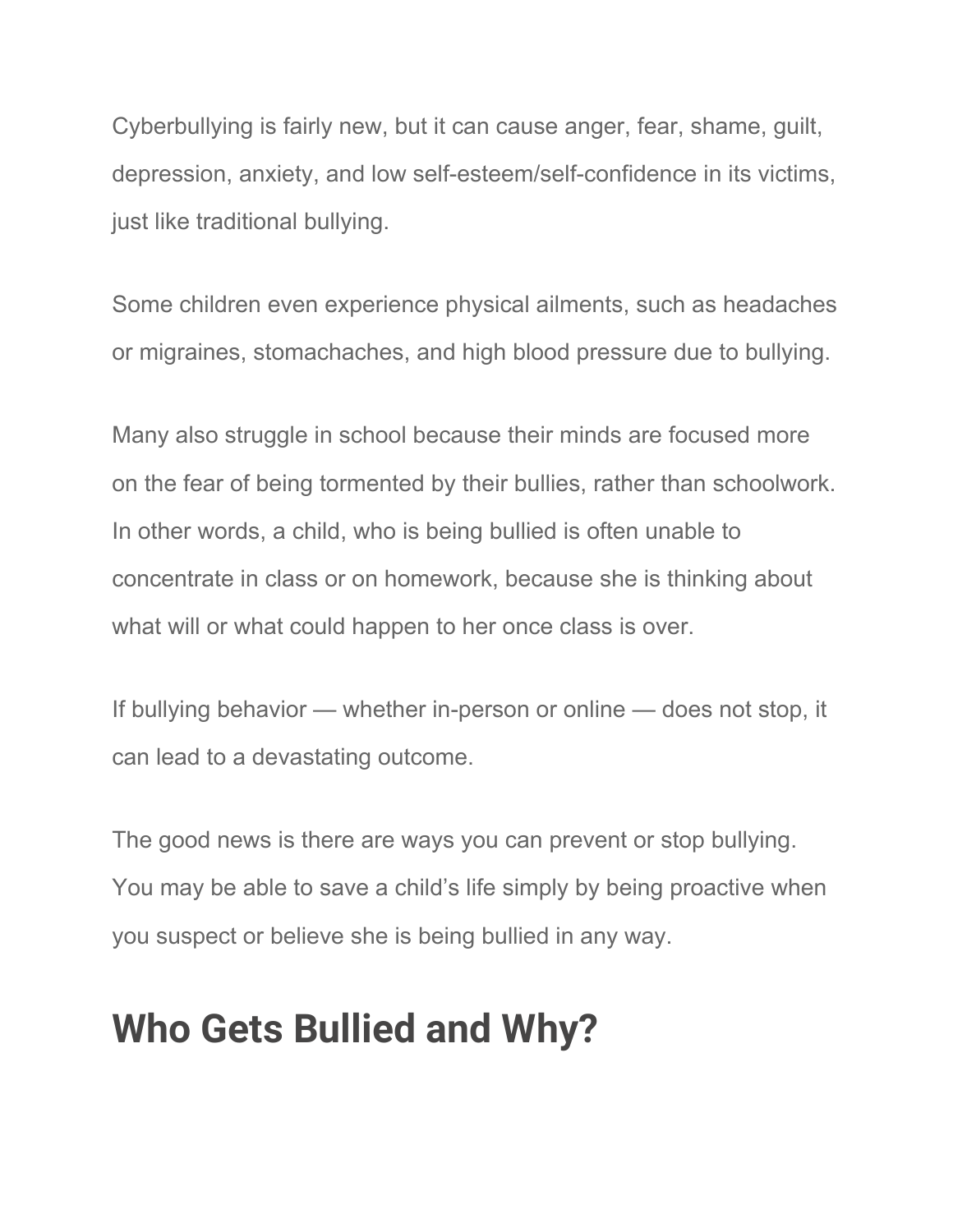Cyberbullying is fairly new, but it can cause anger, fear, shame, guilt, depression, anxiety, and low self-esteem/self-confidence in its victims, just like traditional bullying.

Some children even experience physical ailments, such as headaches or migraines, stomachaches, and high blood pressure due to bullying.

Many also struggle in school because their minds are focused more on the fear of being tormented by their bullies, rather than schoolwork. In other words, a child, who is being bullied is often unable to concentrate in class or on homework, because she is thinking about what will or what could happen to her once class is over.

If bullying behavior — whether in-person or online — does not stop, it can lead to a devastating outcome.

The good news is there are ways you can prevent or stop bullying. You may be able to save a child's life simply by being proactive when you suspect or believe she is being bullied in any way.

## Who Gets Bullied and Why?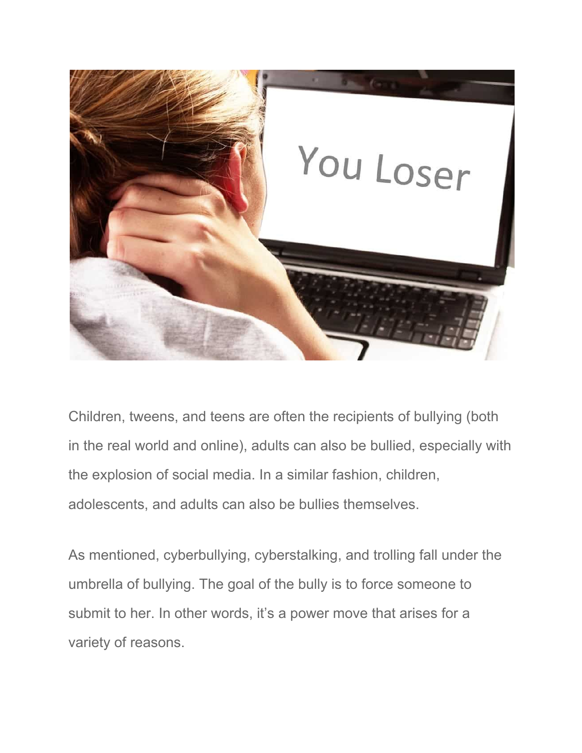Children, tweens, and teens are often the recipients of bullying (both in the real world and online), adults can also be bullied, especially with the explosion of social media. In a similar fashion, children, adolescents, and adults can also be bullies themselves.

As mentioned, cyberbullying, cyberstalking, and trolling fall under the umbrella of bullying. The goal of the bully is to force someone to submit to her. In other words, it's a power move that arises for a variety of reasons.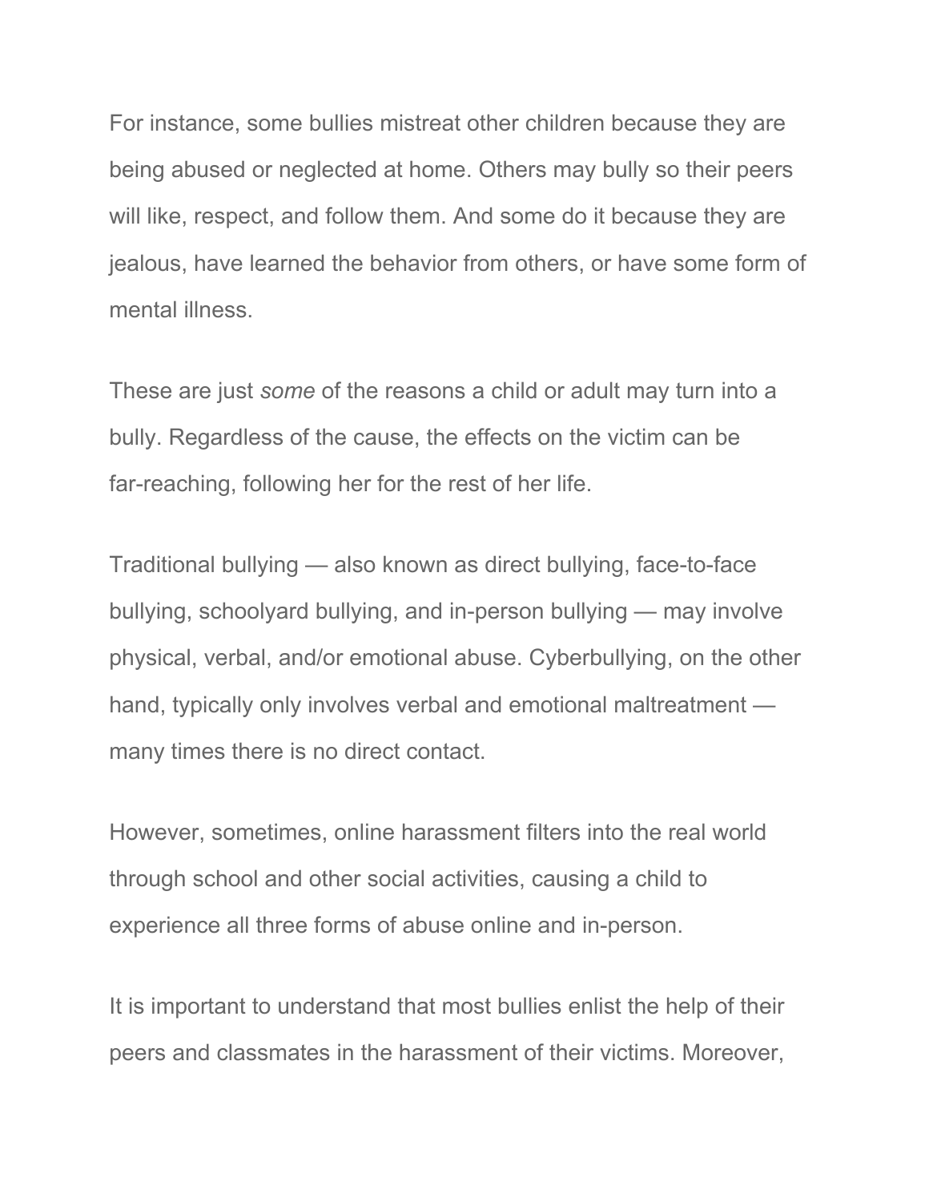For instance, some bullies mistreat other children because they are being abused or neglected at home. Others may bully so their peers will like, respect, and follow them. And some do it because they are jealous, have learned the behavior from others, or have some form of mental illness.

These are just *some* of the reasons a child or adult may turn into a bully. Regardless of the cause, the effects on the victim can be far-reaching, following her for the rest of her life.

Traditional bullying — also known as direct bullying, face-to-face bullying, schoolyard bullying, and in-person bullying — may involve physical, verbal, and/or emotional abuse. Cyberbullying, on the other hand, typically only involves verbal and emotional maltreatment — many times there is no direct contact.

However, sometimes, online harassment filters into the real world through school and other social activities, causing a child to experience all three forms of abuse online and in-person.

It is important to understand that most bullies enlist the help of their peers and classmates in the harassment of their victims. Moreover,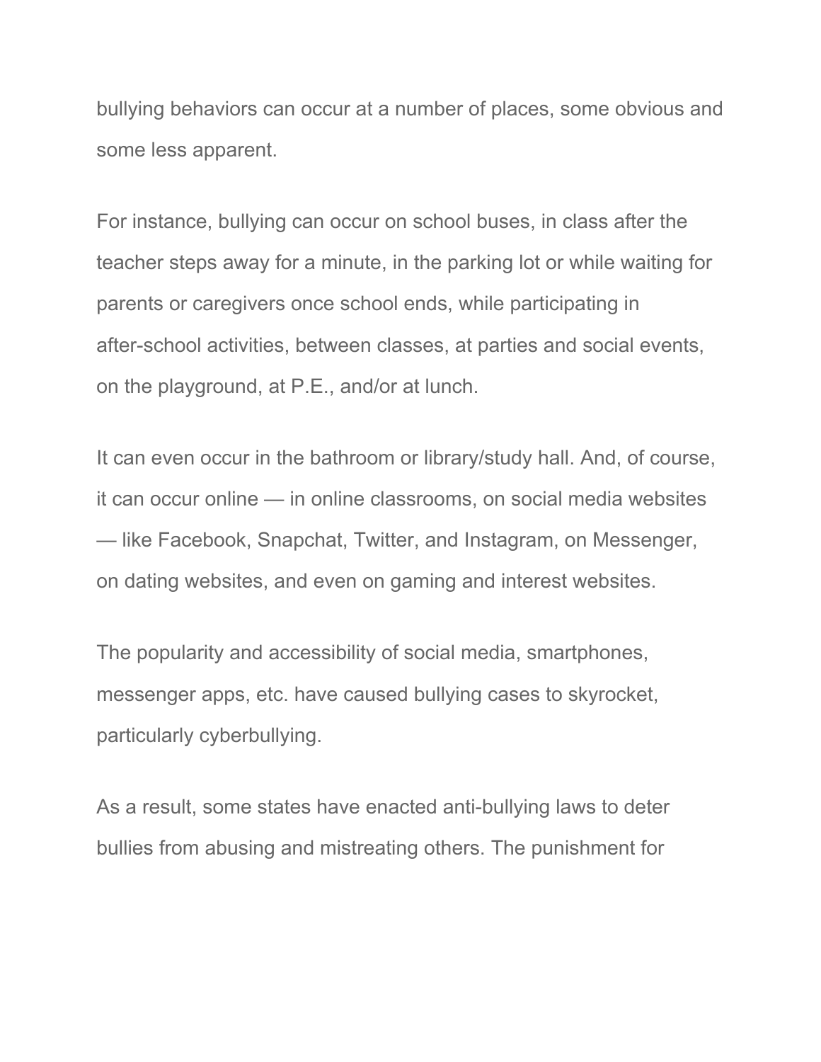bullying behaviors can occur at a number of places, some obvious and some less apparent.

For instance, bullying can occur on school buses, in class after the teacher steps away for a minute, in the parking lot or while waiting for parents or caregivers once school ends, while participating in after-school activities, between classes, at parties and social events, on the playground, at P.E., and/or at lunch.

It can even occur in the bathroom or library/study hall. And, of course, it can occur online — in online classrooms, on social media websites — like Facebook, Snapchat, Twitter, and Instagram, on Messenger, on dating websites, and even on gaming and interest websites.

The popularity and accessibility of social media, smartphones, messenger apps, etc. have caused bullying cases to skyrocket, particularly cyberbullying.

As a result, some states have enacted anti-bullying laws to deter bullies from abusing and mistreating others. The punishment for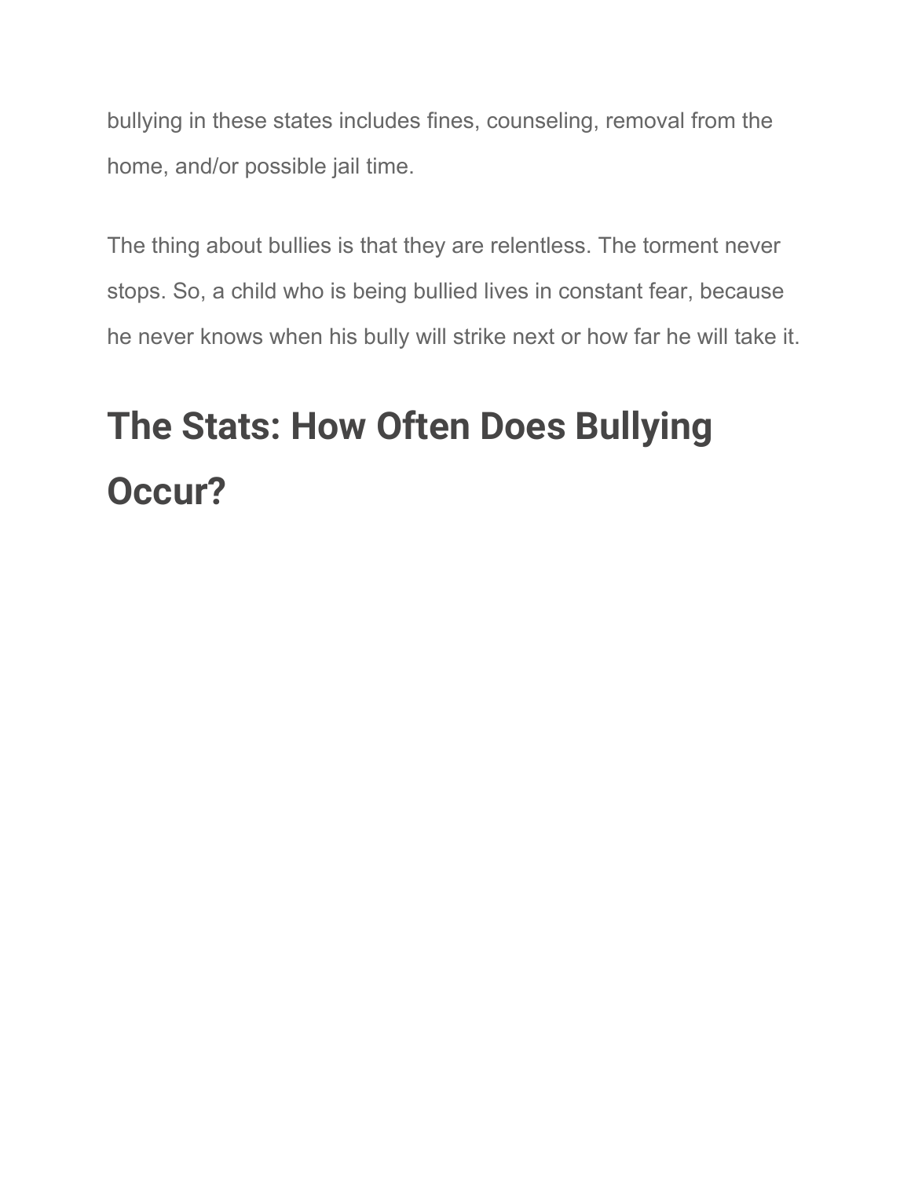bullying in these states includes fines, counseling, removal from the home, and/or possible jail time.

The thing about bullies is that they are relentless. The torment never stops. So, a child who is being bullied lives in constant fear, because he never knows when his bully will strike next or how far he will take it.

## The Stats: How Often Does Bullying Occur?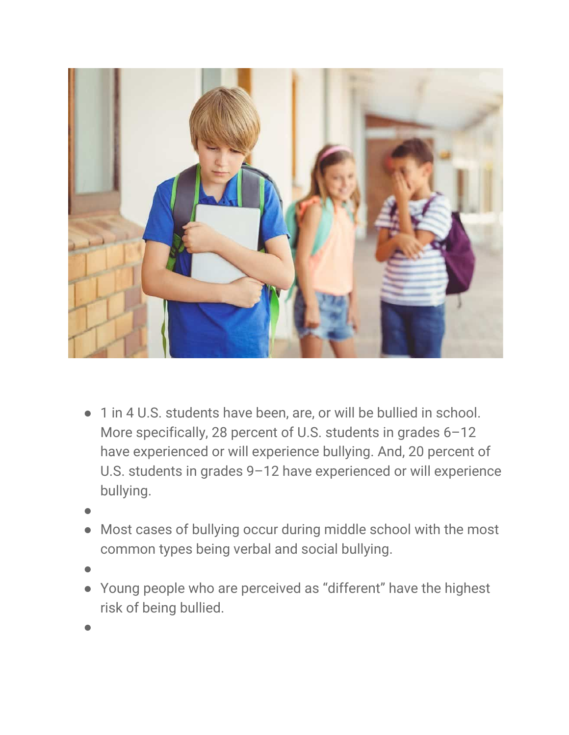- 1 in 4 U.S. students have been, are, or will be bullied in school. More specifically, 28 percent of U.S. students in grades 6–12 have experienced or will experience bullying. And, 20 percent of U.S. students in grades 9–12 have experienced or will experience bullying.
- Most cases of bullying occur during middle school with the most common types being verbal and social bullying.
- Young people who are perceived as “different” have the highest risk of being bullied.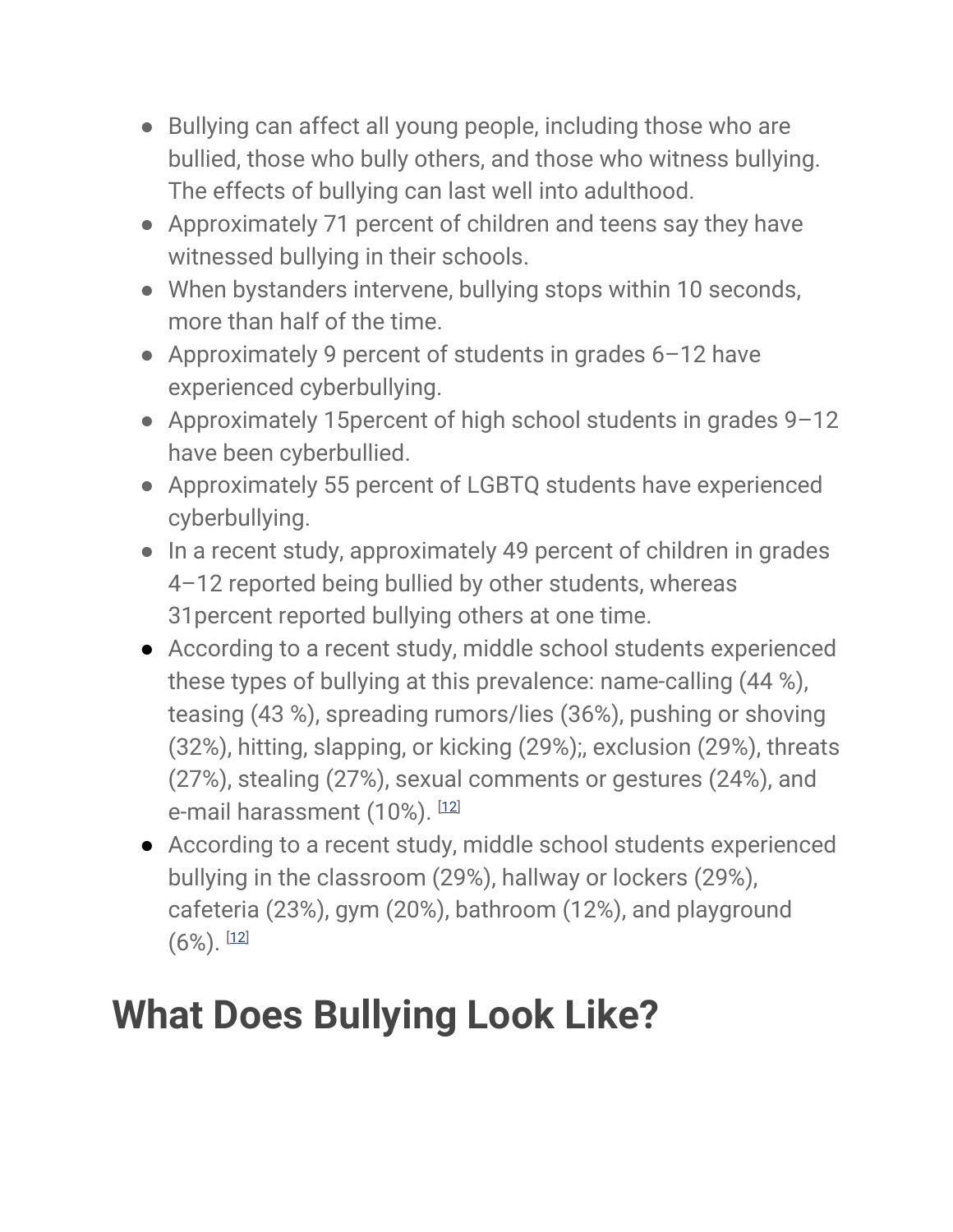- Bullying can affect all young people, including those who are bullied, those who bully others, and those who witness bullying. The effects of bullying can last well into adulthood.
- Approximately 71 percent of children and teens say they have witnessed bullying in their schools.
- When bystanders intervene, bullying stops within 10 seconds, more than half of the time.
- Approximately 9 percent of students in grades 6–12 have experienced cyberbullying.
- Approximately 15percent of high school students in grades 9–12 have been cyberbullied.
- Approximately 55 percent of LGBTQ students have experienced cyberbullying.
- In a recent study, approximately 49 percent of children in grades 4–12 reported being bullied by other students, whereas 31percent reported bullying others at one time.
- According to a recent study, middle school students experienced these types of bullying at this prevalence: name-calling (44 %), teasing (43 %), spreading rumors/lies (36%), pushing or shoving (32%), hitting, slapping, or kicking (29%);, exclusion (29%), threats (27%), stealing (27%), sexual comments or gestures (24%), and e-mail harassment (10%). [12]
- According to a recent study, middle school students experienced bullying in the classroom (29%), hallway or lockers (29%), cafeteria (23%), gym (20%), bathroom (12%), and playground (6%). [12]

# What Does Bullying Look Like?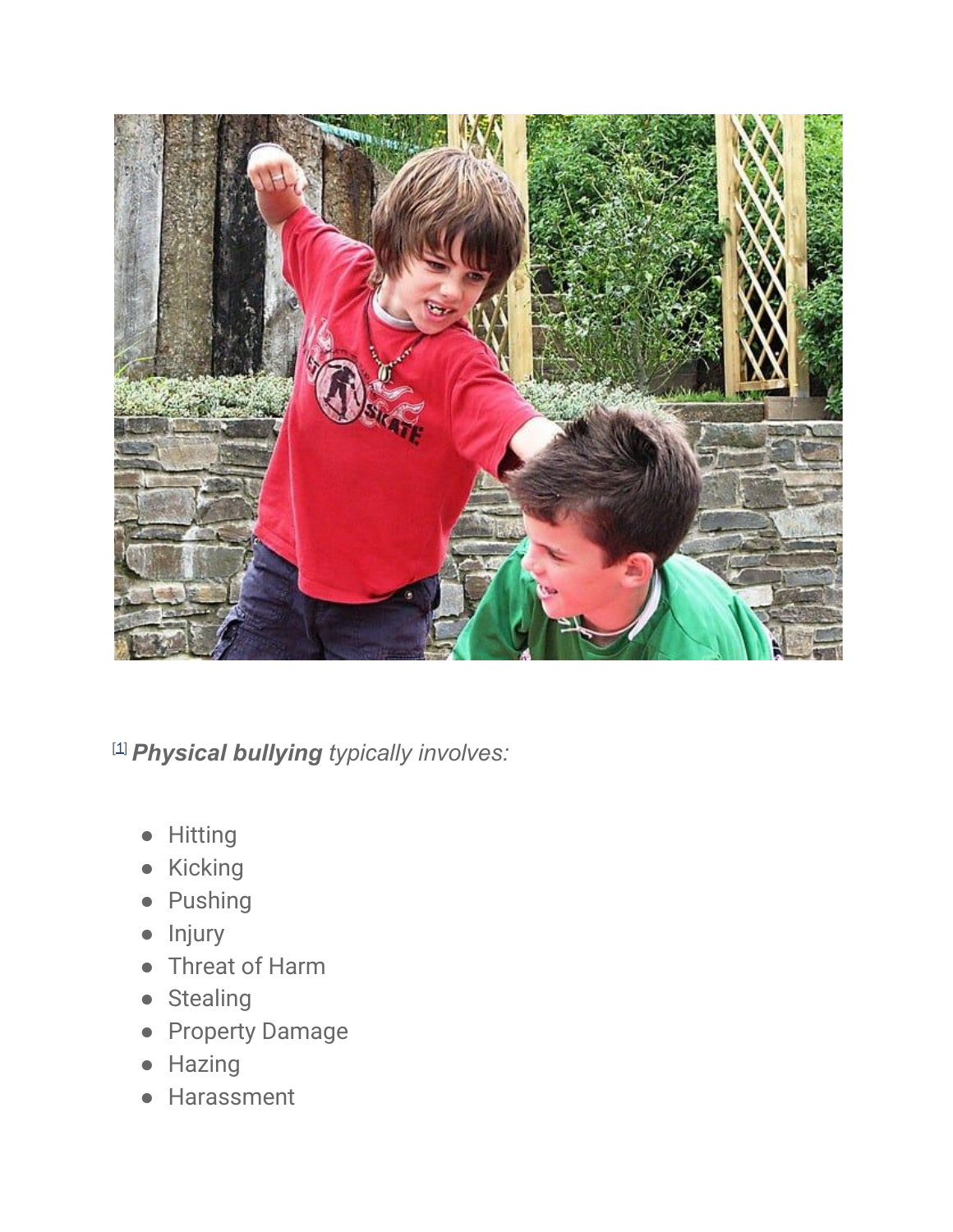[1] ***Physical bullying*** *typically involves:*

- Hitting
- Kicking
- Pushing
- Injury
- Threat of Harm
- Stealing
- Property Damage
- Hazing
- Harassment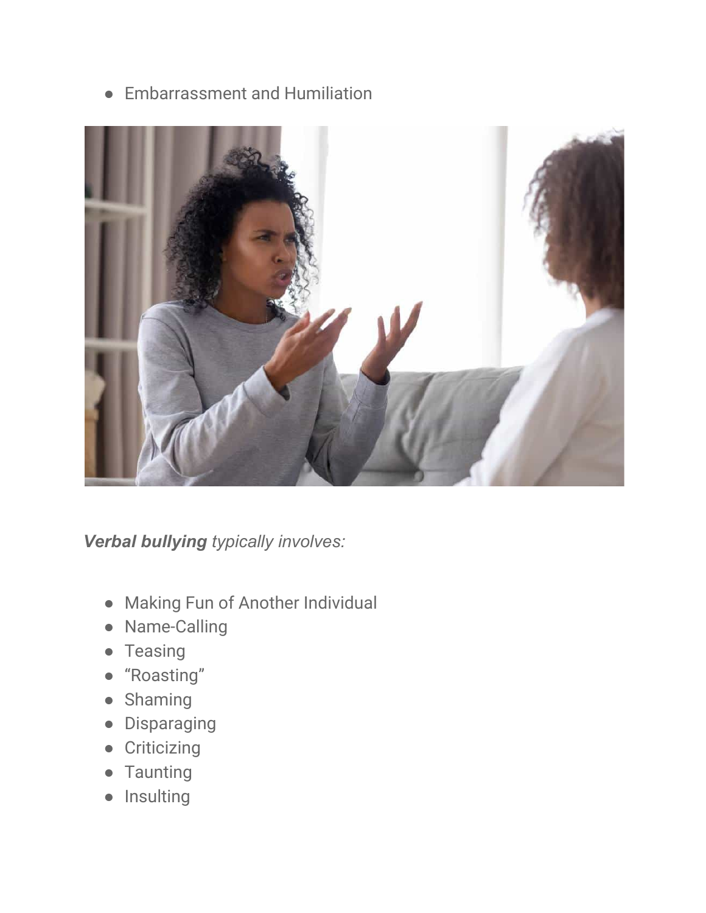- Embarrassment and Humiliation

***Verbal bullying*** *typically involves:*

- Making Fun of Another Individual
- Name-Calling
- Teasing
- “Roasting”
- Shaming
- Disparaging
- Criticizing
- Taunting
- Insulting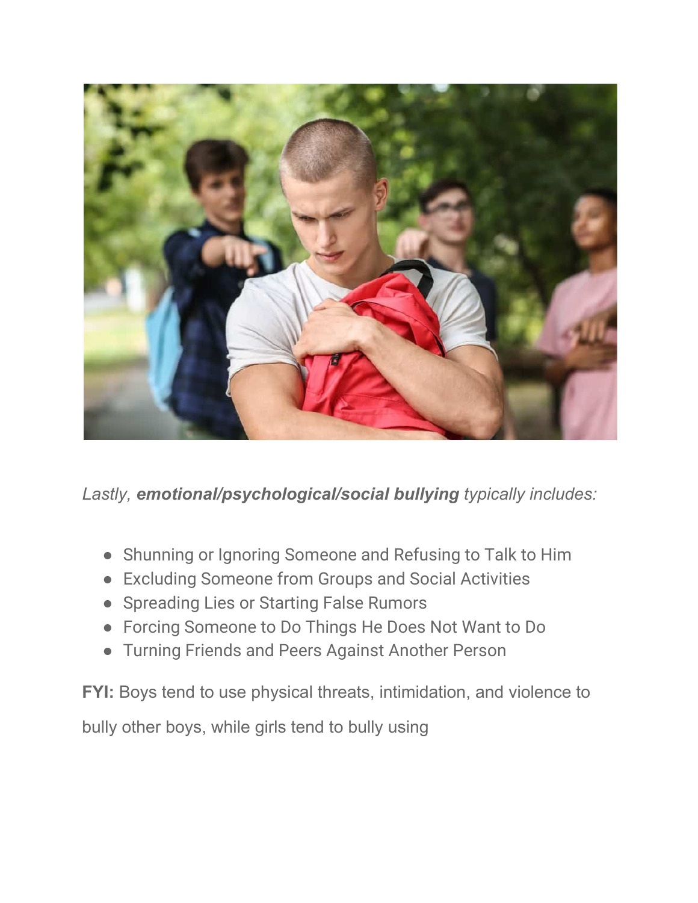*Lastly, **emotional/psychological/social bullying** typically includes:*

- Shunning or Ignoring Someone and Refusing to Talk to Him
- Excluding Someone from Groups and Social Activities
- Spreading Lies or Starting False Rumors
- Forcing Someone to Do Things He Does Not Want to Do
- Turning Friends and Peers Against Another Person

**FYI:** Boys tend to use physical threats, intimidation, and violence to bully other boys, while girls tend to bully using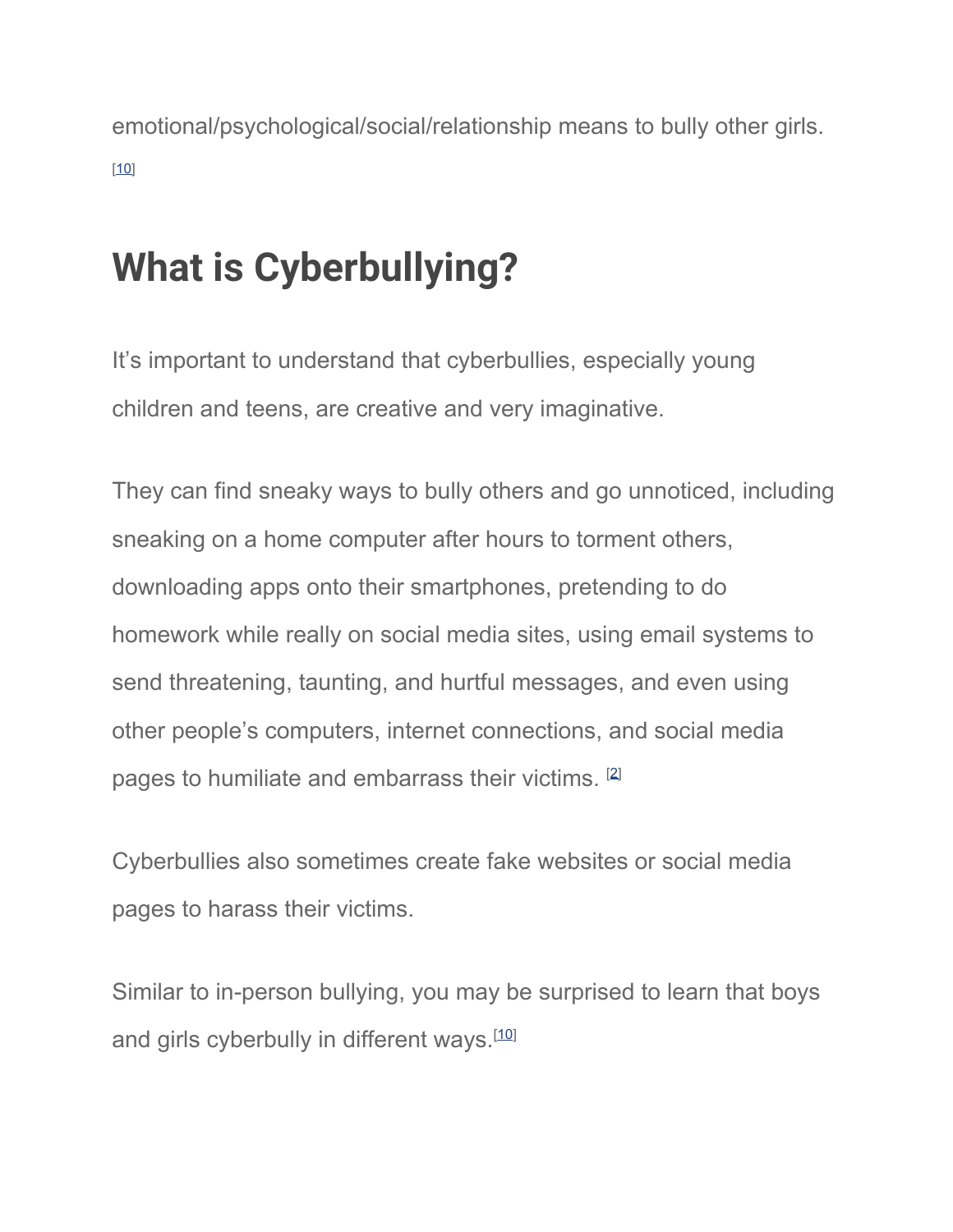emotional/psychological/social/relationship means to bully other girls. [10]

## What is Cyberbullying?

It's important to understand that cyberbullies, especially young children and teens, are creative and very imaginative.

They can find sneaky ways to bully others and go unnoticed, including sneaking on a home computer after hours to torment others, downloading apps onto their smartphones, pretending to do homework while really on social media sites, using email systems to send threatening, taunting, and hurtful messages, and even using other people's computers, internet connections, and social media pages to humiliate and embarrass their victims. [2]

Cyberbullies also sometimes create fake websites or social media pages to harass their victims.

Similar to in-person bullying, you may be surprised to learn that boys and girls cyberbully in different ways.[10]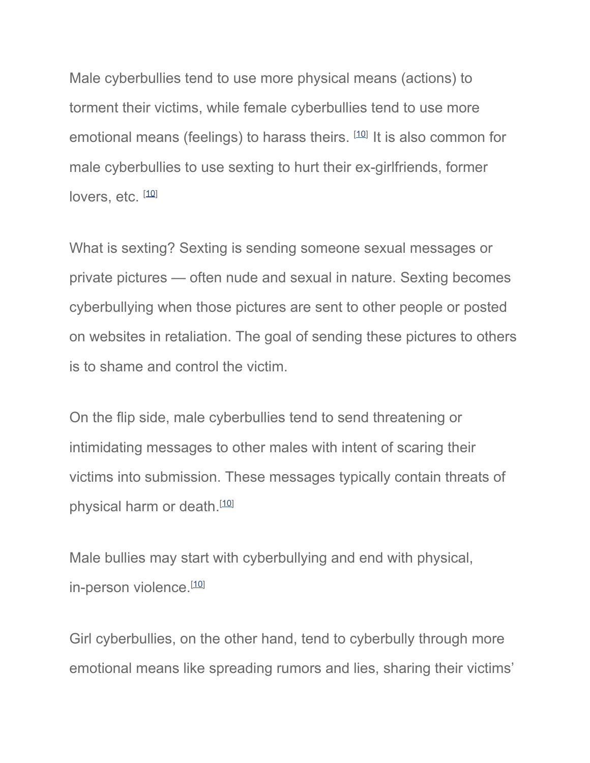Male cyberbullies tend to use more physical means (actions) to torment their victims, while female cyberbullies tend to use more emotional means (feelings) to harass theirs. [10] It is also common for male cyberbullies to use sexting to hurt their ex-girlfriends, former lovers, etc. [10]

What is sexting? Sexting is sending someone sexual messages or private pictures — often nude and sexual in nature. Sexting becomes cyberbullying when those pictures are sent to other people or posted on websites in retaliation. The goal of sending these pictures to others is to shame and control the victim.

On the flip side, male cyberbullies tend to send threatening or intimidating messages to other males with intent of scaring their victims into submission. These messages typically contain threats of physical harm or death.[10]

Male bullies may start with cyberbullying and end with physical, in-person violence.[10]

Girl cyberbullies, on the other hand, tend to cyberbully through more emotional means like spreading rumors and lies, sharing their victims'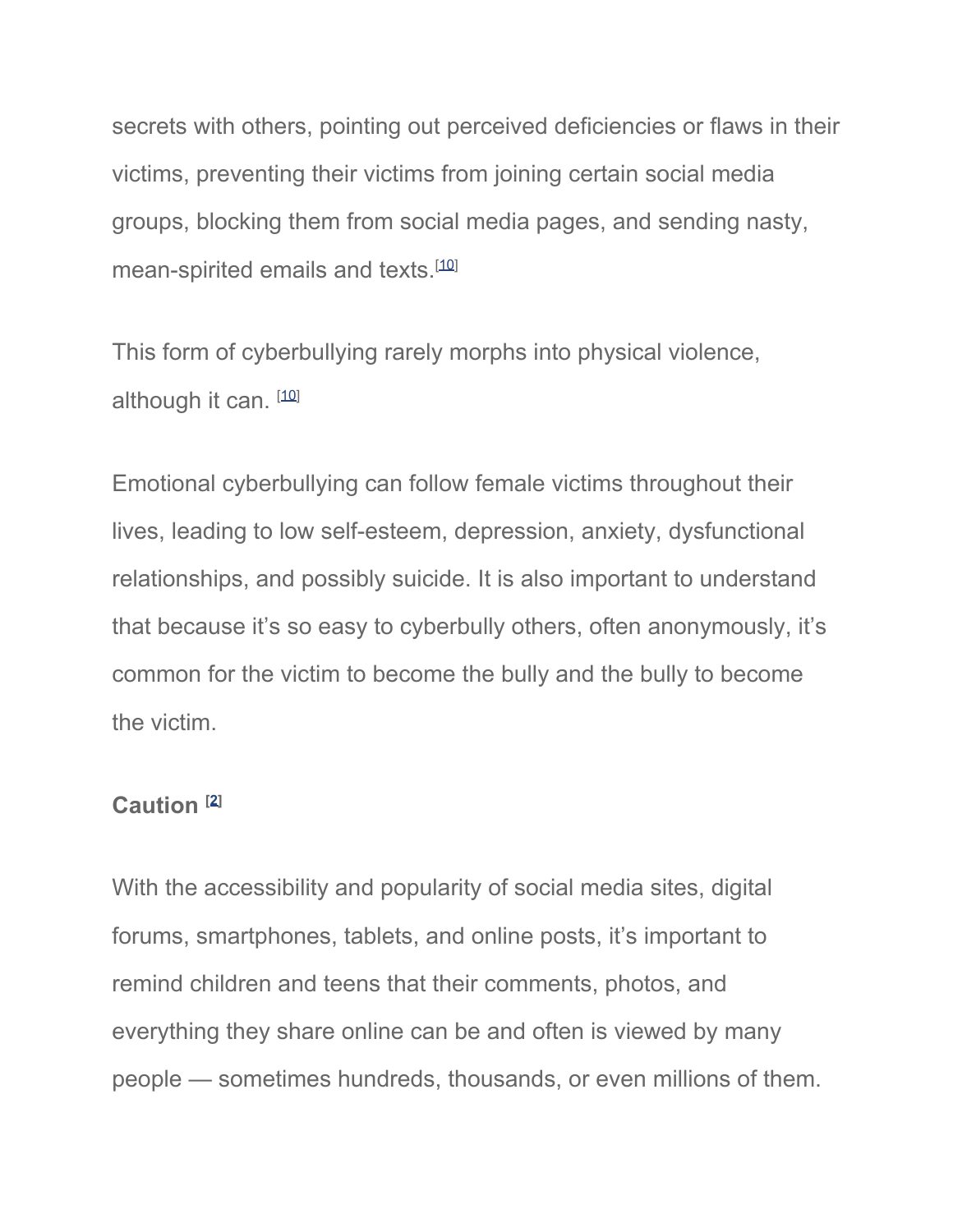secrets with others, pointing out perceived deficiencies or flaws in their victims, preventing their victims from joining certain social media groups, blocking them from social media pages, and sending nasty, mean-spirited emails and texts.[10]

This form of cyberbullying rarely morphs into physical violence, although it can. [10]

Emotional cyberbullying can follow female victims throughout their lives, leading to low self-esteem, depression, anxiety, dysfunctional relationships, and possibly suicide. It is also important to understand that because it's so easy to cyberbully others, often anonymously, it's common for the victim to become the bully and the bully to become the victim.

**Caution [2]**

With the accessibility and popularity of social media sites, digital forums, smartphones, tablets, and online posts, it's important to remind children and teens that their comments, photos, and everything they share online can be and often is viewed by many people — sometimes hundreds, thousands, or even millions of them.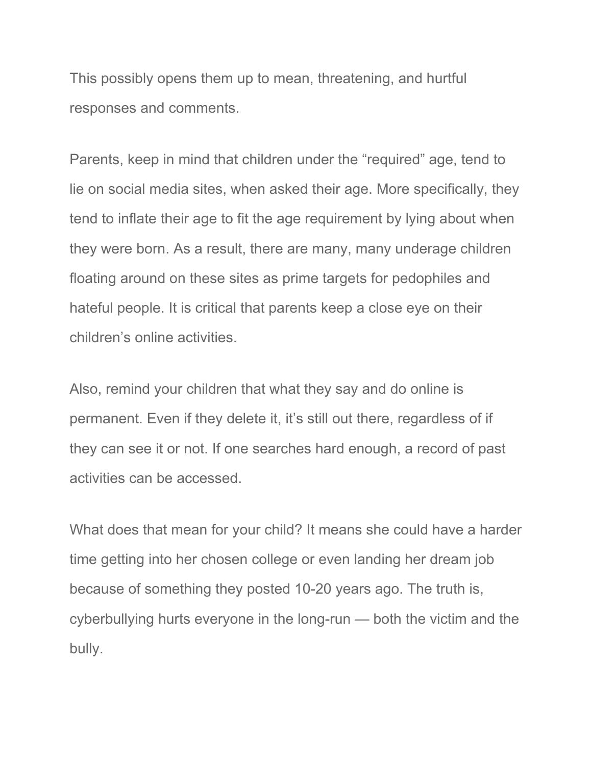This possibly opens them up to mean, threatening, and hurtful responses and comments.

Parents, keep in mind that children under the “required” age, tend to lie on social media sites, when asked their age. More specifically, they tend to inflate their age to fit the age requirement by lying about when they were born. As a result, there are many, many underage children floating around on these sites as prime targets for pedophiles and hateful people. It is critical that parents keep a close eye on their children’s online activities.

Also, remind your children that what they say and do online is permanent. Even if they delete it, it’s still out there, regardless of if they can see it or not. If one searches hard enough, a record of past activities can be accessed.

What does that mean for your child? It means she could have a harder time getting into her chosen college or even landing her dream job because of something they posted 10-20 years ago. The truth is, cyberbullying hurts everyone in the long-run — both the victim and the bully.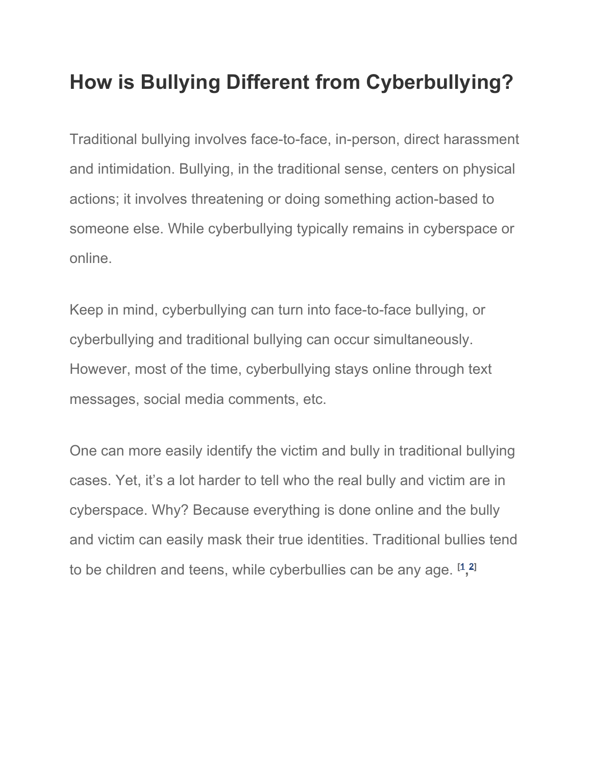# How is Bullying Different from Cyberbullying?

Traditional bullying involves face-to-face, in-person, direct harassment and intimidation. Bullying, in the traditional sense, centers on physical actions; it involves threatening or doing something action-based to someone else. While cyberbullying typically remains in cyberspace or online.

Keep in mind, cyberbullying can turn into face-to-face bullying, or cyberbullying and traditional bullying can occur simultaneously. However, most of the time, cyberbullying stays online through text messages, social media comments, etc.

One can more easily identify the victim and bully in traditional bullying cases. Yet, it's a lot harder to tell who the real bully and victim are in cyberspace. Why? Because everything is done online and the bully and victim can easily mask their true identities. Traditional bullies tend to be children and teens, while cyberbullies can be any age. [1,2]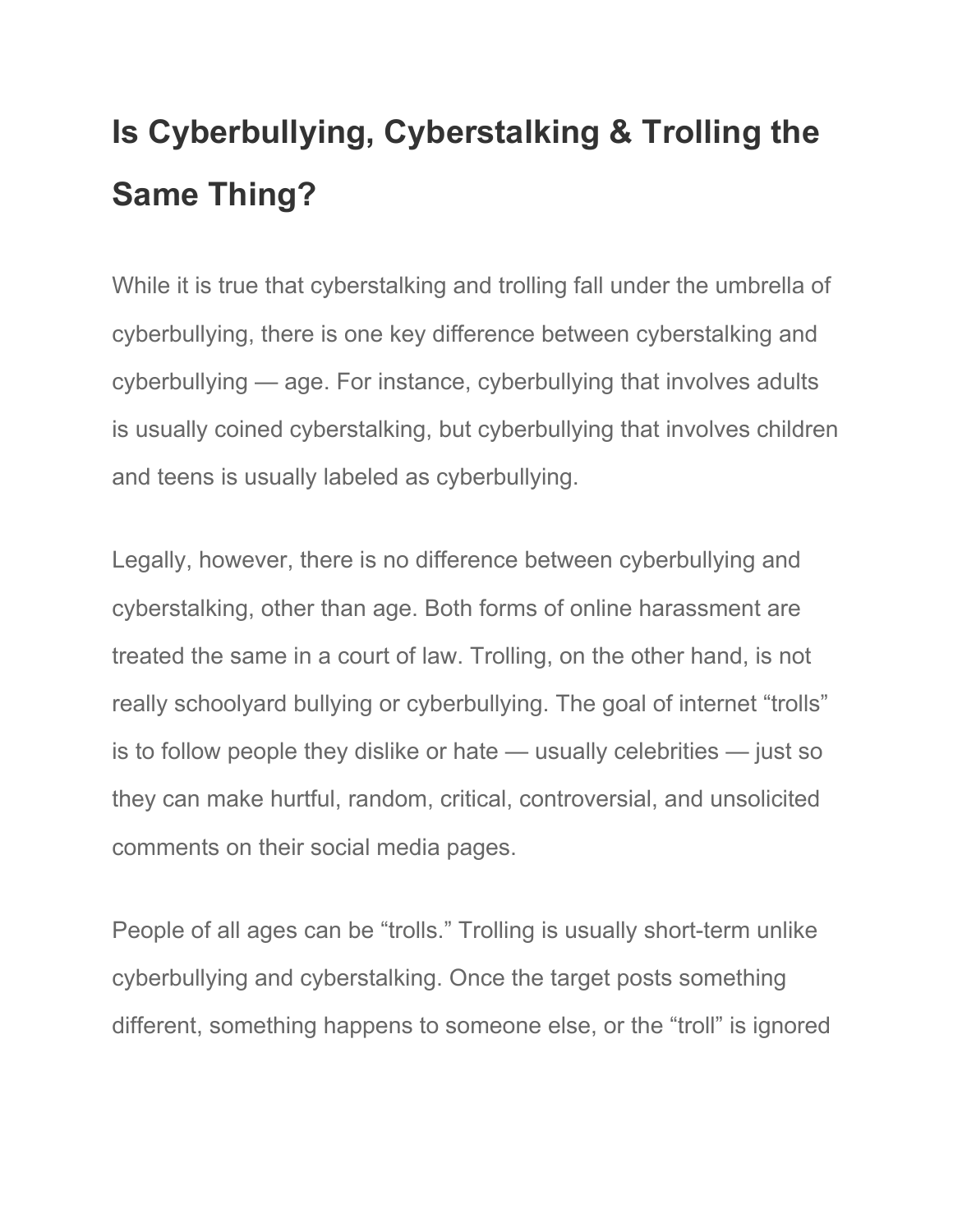## Is Cyberbullying, Cyberstalking & Trolling the Same Thing?

While it is true that cyberstalking and trolling fall under the umbrella of cyberbullying, there is one key difference between cyberstalking and cyberbullying — age. For instance, cyberbullying that involves adults is usually coined cyberstalking, but cyberbullying that involves children and teens is usually labeled as cyberbullying.

Legally, however, there is no difference between cyberbullying and cyberstalking, other than age. Both forms of online harassment are treated the same in a court of law. Trolling, on the other hand, is not really schoolyard bullying or cyberbullying. The goal of internet "trolls" is to follow people they dislike or hate — usually celebrities — just so they can make hurtful, random, critical, controversial, and unsolicited comments on their social media pages.

People of all ages can be "trolls." Trolling is usually short-term unlike cyberbullying and cyberstalking. Once the target posts something different, something happens to someone else, or the "troll" is ignored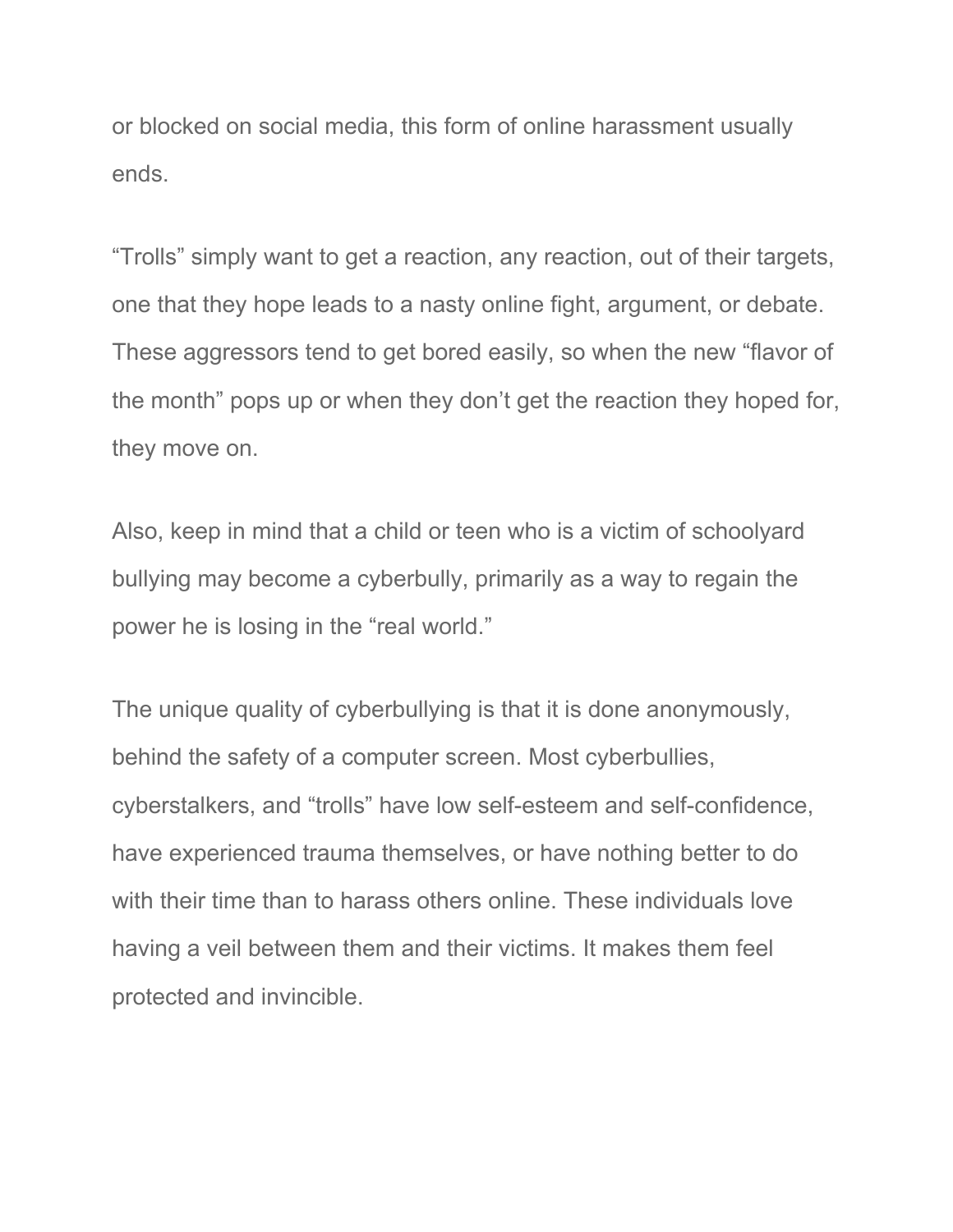or blocked on social media, this form of online harassment usually ends.

“Trolls” simply want to get a reaction, any reaction, out of their targets, one that they hope leads to a nasty online fight, argument, or debate. These aggressors tend to get bored easily, so when the new “flavor of the month” pops up or when they don’t get the reaction they hoped for, they move on.

Also, keep in mind that a child or teen who is a victim of schoolyard bullying may become a cyberbully, primarily as a way to regain the power he is losing in the “real world.”

The unique quality of cyberbullying is that it is done anonymously, behind the safety of a computer screen. Most cyberbullies, cyberstalkers, and “trolls” have low self-esteem and self-confidence, have experienced trauma themselves, or have nothing better to do with their time than to harass others online. These individuals love having a veil between them and their victims. It makes them feel protected and invincible.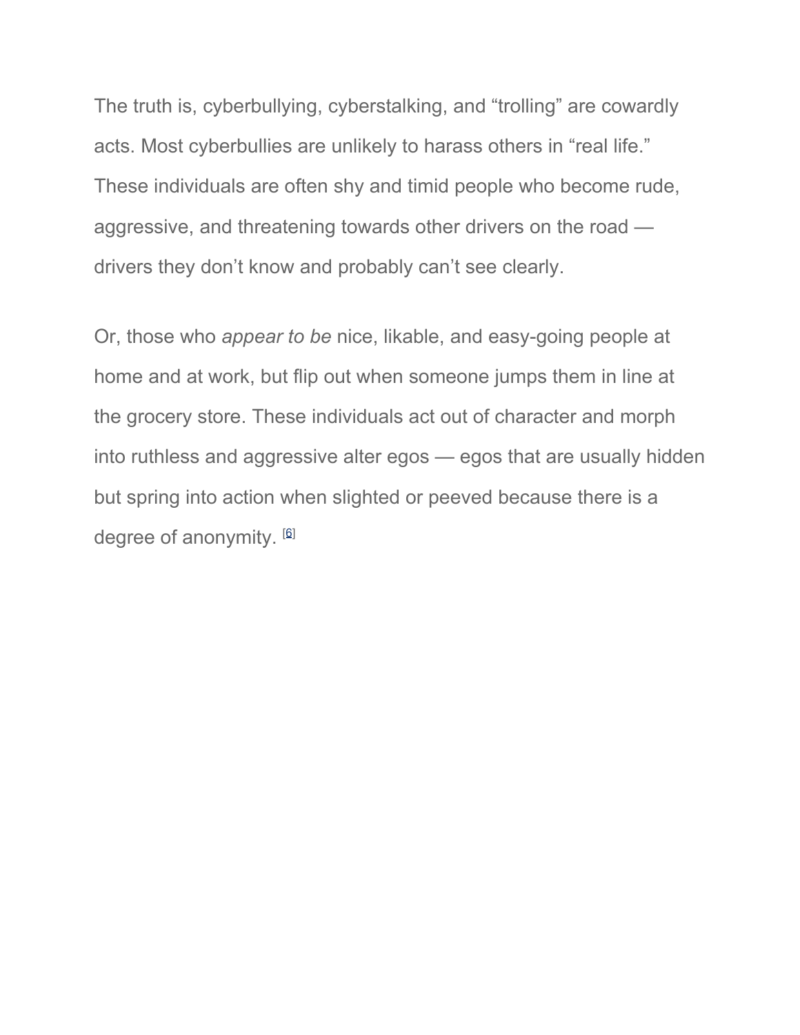The truth is, cyberbullying, cyberstalking, and "trolling" are cowardly acts. Most cyberbullies are unlikely to harass others in "real life." These individuals are often shy and timid people who become rude, aggressive, and threatening towards other drivers on the road — drivers they don't know and probably can't see clearly.

Or, those who *appear to be* nice, likable, and easy-going people at home and at work, but flip out when someone jumps them in line at the grocery store. These individuals act out of character and morph into ruthless and aggressive alter egos — egos that are usually hidden but spring into action when slighted or peeved because there is a degree of anonymity. [6]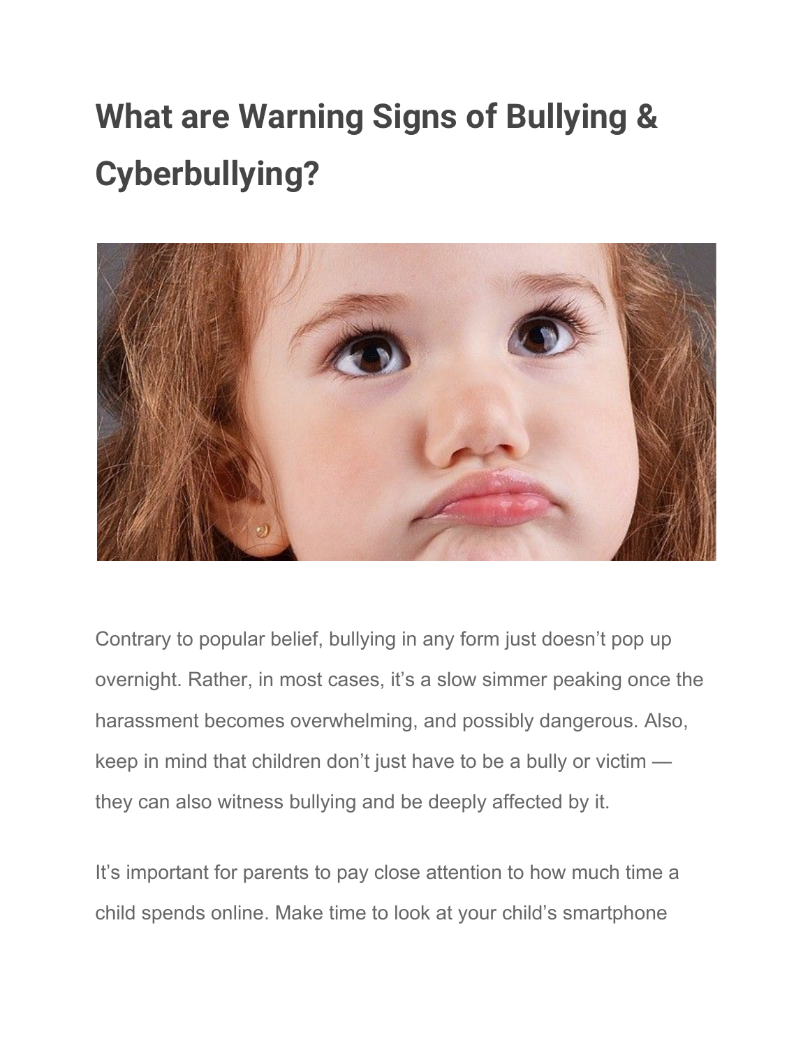# What are Warning Signs of Bullying & Cyberbullying?

Contrary to popular belief, bullying in any form just doesn't pop up overnight. Rather, in most cases, it's a slow simmer peaking once the harassment becomes overwhelming, and possibly dangerous. Also, keep in mind that children don't just have to be a bully or victim — they can also witness bullying and be deeply affected by it.

It's important for parents to pay close attention to how much time a child spends online. Make time to look at your child's smartphone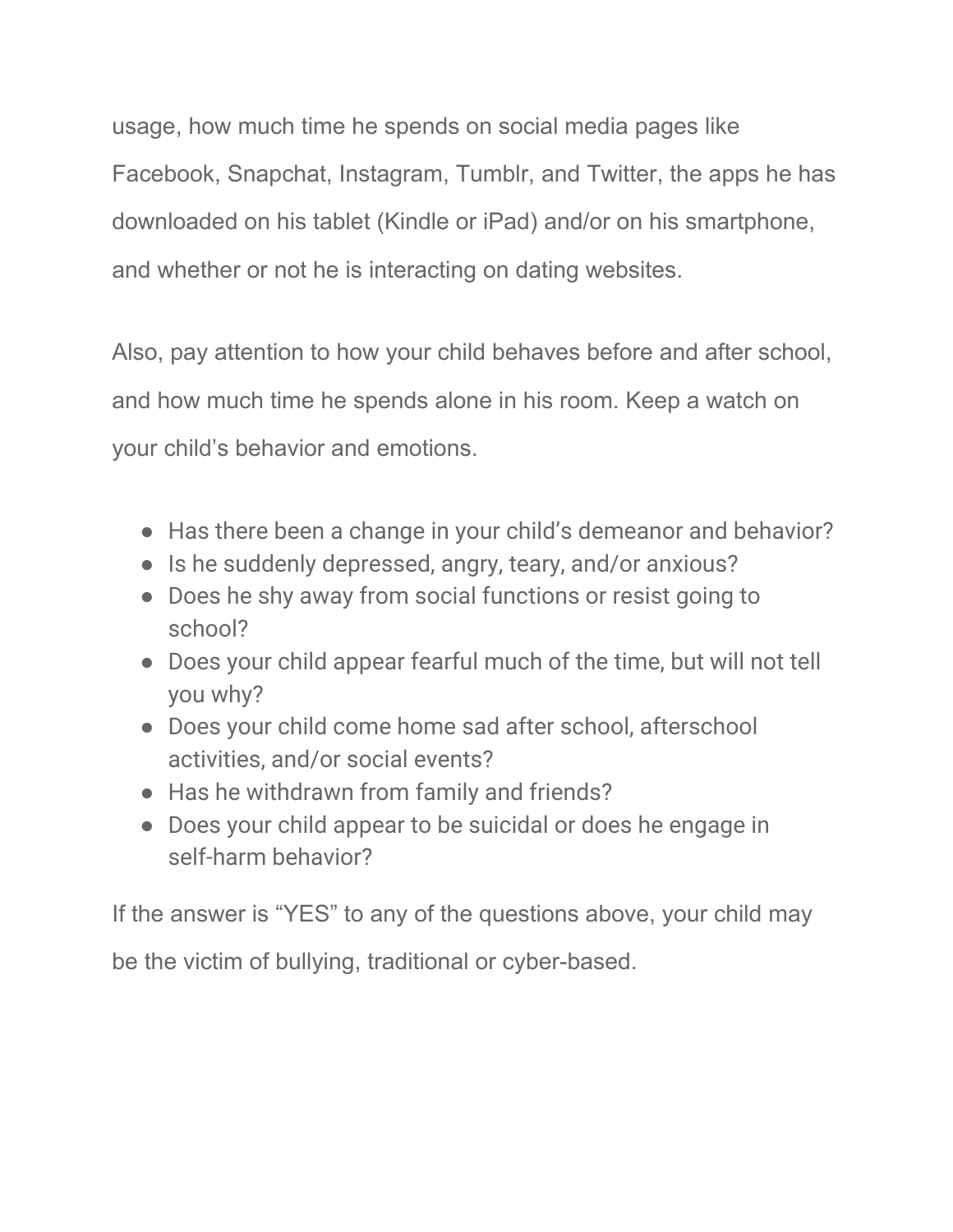usage, how much time he spends on social media pages like Facebook, Snapchat, Instagram, Tumblr, and Twitter, the apps he has downloaded on his tablet (Kindle or iPad) and/or on his smartphone, and whether or not he is interacting on dating websites.

Also, pay attention to how your child behaves before and after school, and how much time he spends alone in his room. Keep a watch on your child's behavior and emotions.

- Has there been a change in your child's demeanor and behavior?
- Is he suddenly depressed, angry, teary, and/or anxious?
- Does he shy away from social functions or resist going to school?
- Does your child appear fearful much of the time, but will not tell you why?
- Does your child come home sad after school, afterschool activities, and/or social events?
- Has he withdrawn from family and friends?
- Does your child appear to be suicidal or does he engage in self-harm behavior?

If the answer is "YES" to any of the questions above, your child may be the victim of bullying, traditional or cyber-based.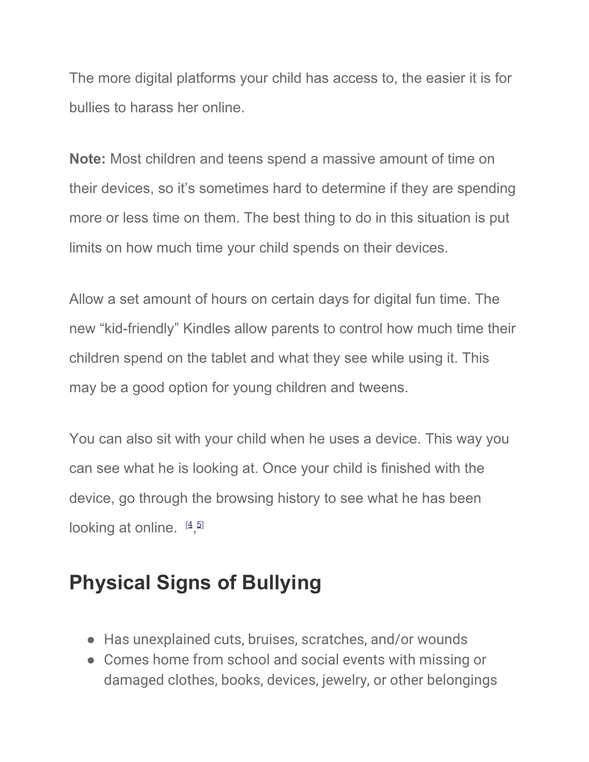The more digital platforms your child has access to, the easier it is for bullies to harass her online.

**Note:** Most children and teens spend a massive amount of time on their devices, so it's sometimes hard to determine if they are spending more or less time on them. The best thing to do in this situation is put limits on how much time your child spends on their devices.

Allow a set amount of hours on certain days for digital fun time. The new "kid-friendly" Kindles allow parents to control how much time their children spend on the tablet and what they see while using it. This may be a good option for young children and tweens.

You can also sit with your child when he uses a device. This way you can see what he is looking at. Once your child is finished with the device, go through the browsing history to see what he has been looking at online. [4,5]

## Physical Signs of Bullying

- Has unexplained cuts, bruises, scratches, and/or wounds
- Comes home from school and social events with missing or damaged clothes, books, devices, jewelry, or other belongings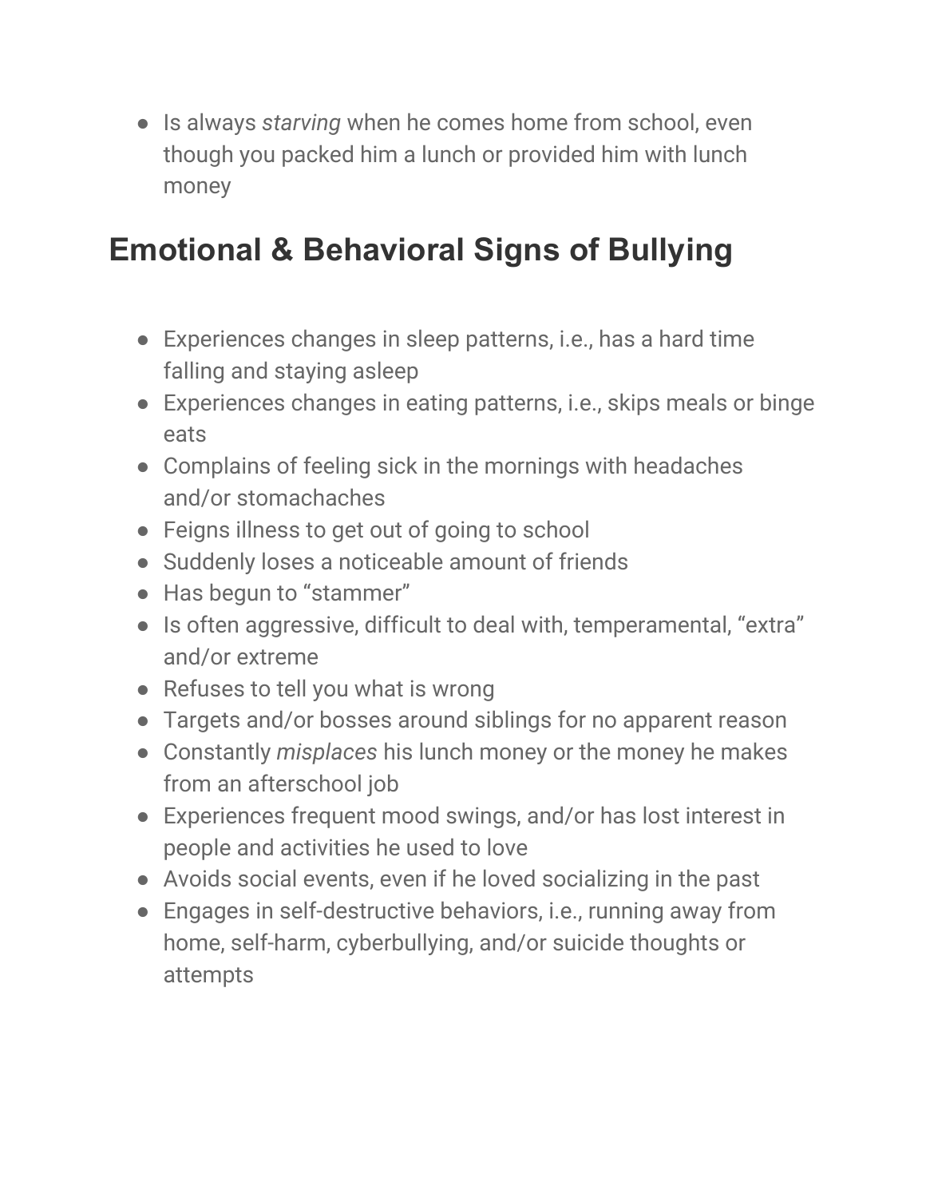- Is always *starving* when he comes home from school, even though you packed him a lunch or provided him with lunch money

## Emotional & Behavioral Signs of Bullying

- Experiences changes in sleep patterns, i.e., has a hard time falling and staying asleep
- Experiences changes in eating patterns, i.e., skips meals or binge eats
- Complains of feeling sick in the mornings with headaches and/or stomachaches
- Feigns illness to get out of going to school
- Suddenly loses a noticeable amount of friends
- Has begun to "stammer"
- Is often aggressive, difficult to deal with, temperamental, "extra" and/or extreme
- Refuses to tell you what is wrong
- Targets and/or bosses around siblings for no apparent reason
- Constantly *misplaces* his lunch money or the money he makes from an afterschool job
- Experiences frequent mood swings, and/or has lost interest in people and activities he used to love
- Avoids social events, even if he loved socializing in the past
- Engages in self-destructive behaviors, i.e., running away from home, self-harm, cyberbullying, and/or suicide thoughts or attempts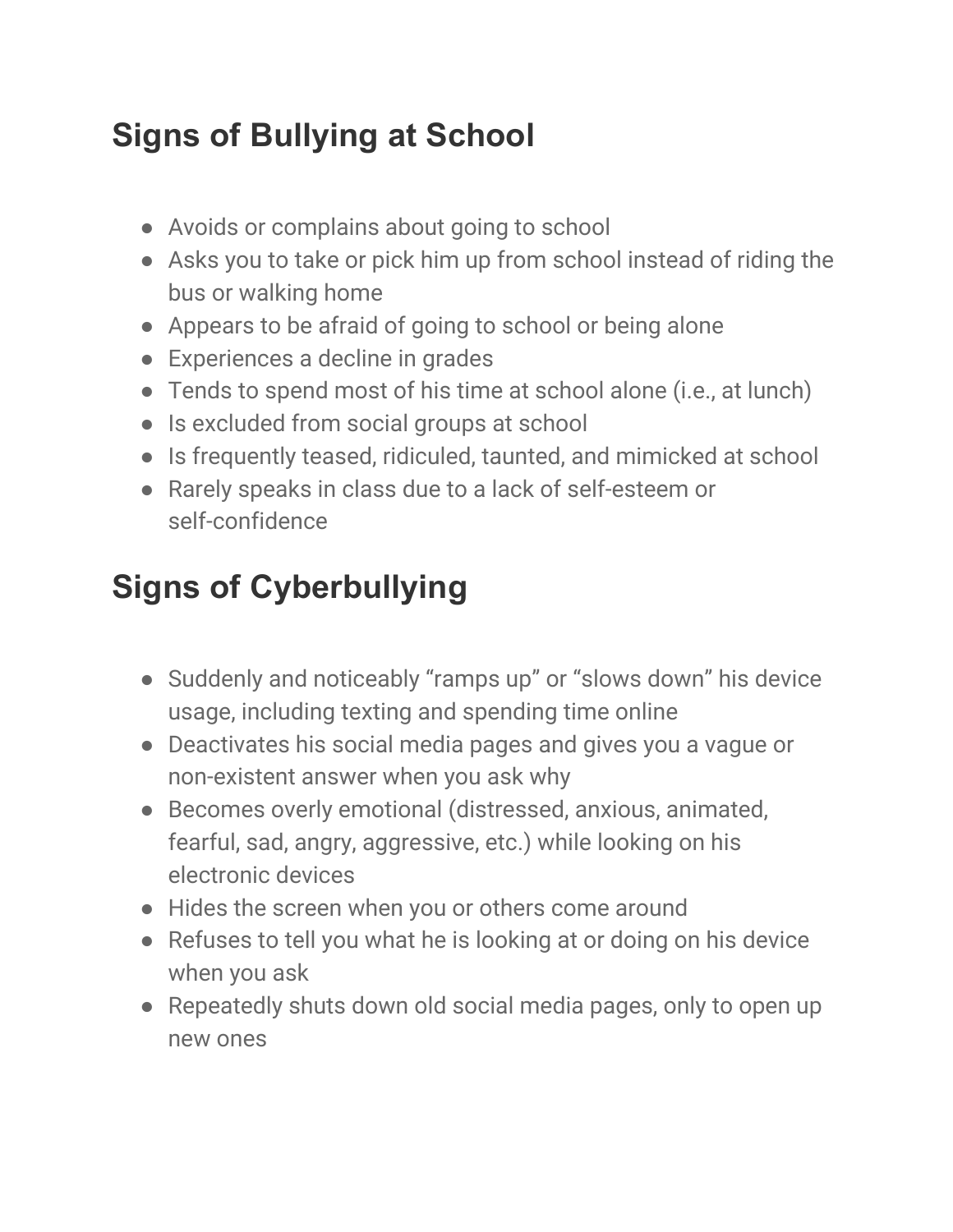## Signs of Bullying at School

- Avoids or complains about going to school
- Asks you to take or pick him up from school instead of riding the bus or walking home
- Appears to be afraid of going to school or being alone
- Experiences a decline in grades
- Tends to spend most of his time at school alone (i.e., at lunch)
- Is excluded from social groups at school
- Is frequently teased, ridiculed, taunted, and mimicked at school
- Rarely speaks in class due to a lack of self-esteem or self-confidence

## Signs of Cyberbullying

- Suddenly and noticeably "ramps up" or "slows down" his device usage, including texting and spending time online
- Deactivates his social media pages and gives you a vague or non-existent answer when you ask why
- Becomes overly emotional (distressed, anxious, animated, fearful, sad, angry, aggressive, etc.) while looking on his electronic devices
- Hides the screen when you or others come around
- Refuses to tell you what he is looking at or doing on his device when you ask
- Repeatedly shuts down old social media pages, only to open up new ones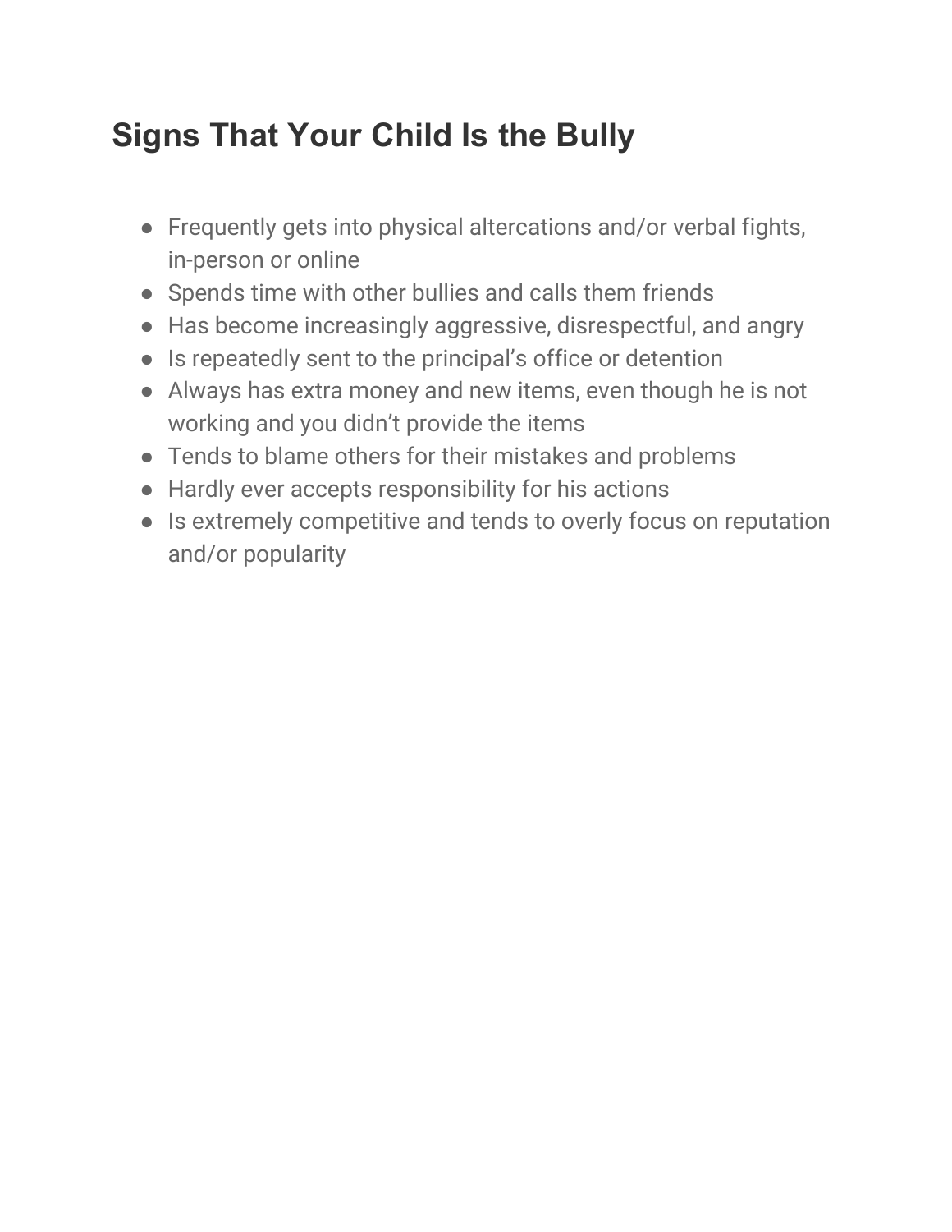## Signs That Your Child Is the Bully

- Frequently gets into physical altercations and/or verbal fights, in-person or online
- Spends time with other bullies and calls them friends
- Has become increasingly aggressive, disrespectful, and angry
- Is repeatedly sent to the principal's office or detention
- Always has extra money and new items, even though he is not working and you didn't provide the items
- Tends to blame others for their mistakes and problems
- Hardly ever accepts responsibility for his actions
- Is extremely competitive and tends to overly focus on reputation and/or popularity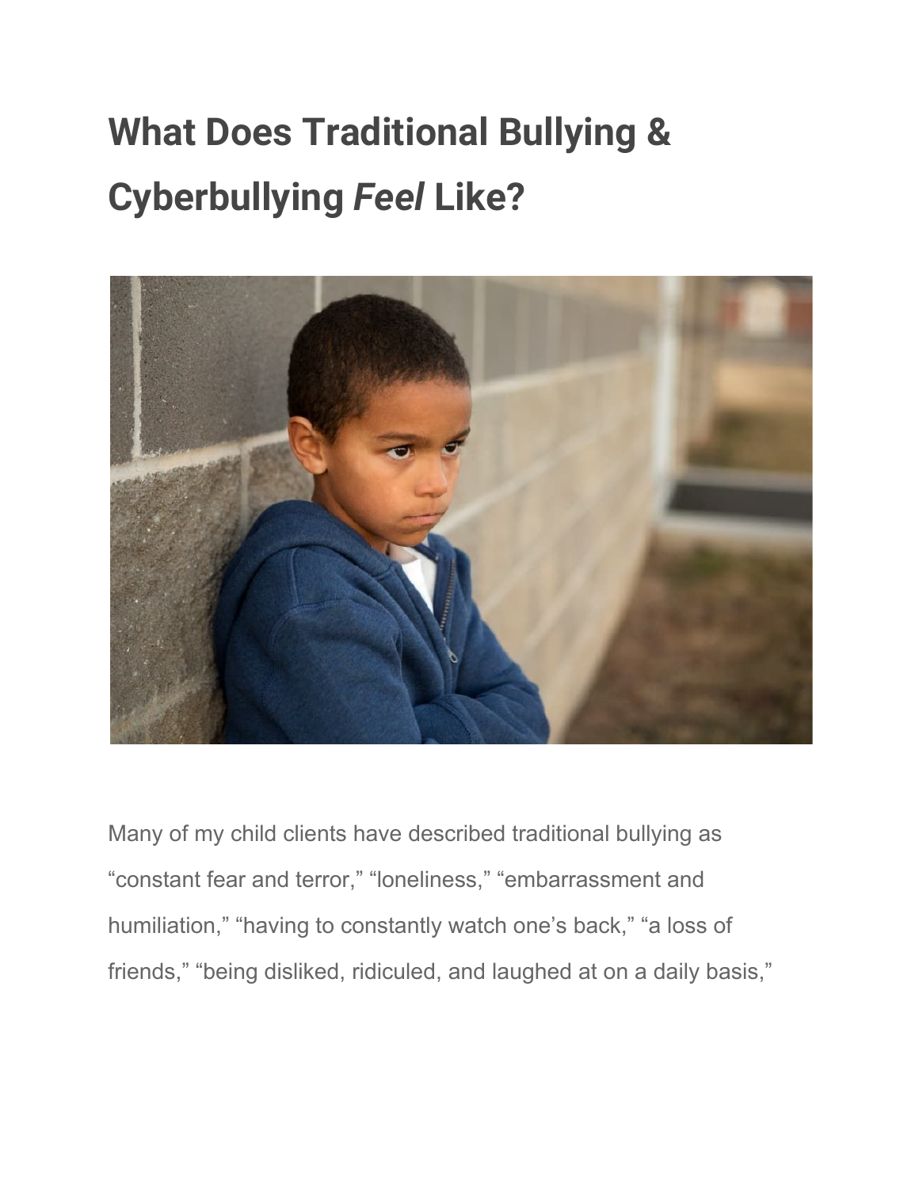# What Does Traditional Bullying & Cyberbullying *Feel* Like?

Many of my child clients have described traditional bullying as “constant fear and terror,” “loneliness,” “embarrassment and humiliation,” “having to constantly watch one’s back,” “a loss of friends,” “being disliked, ridiculed, and laughed at on a daily basis,”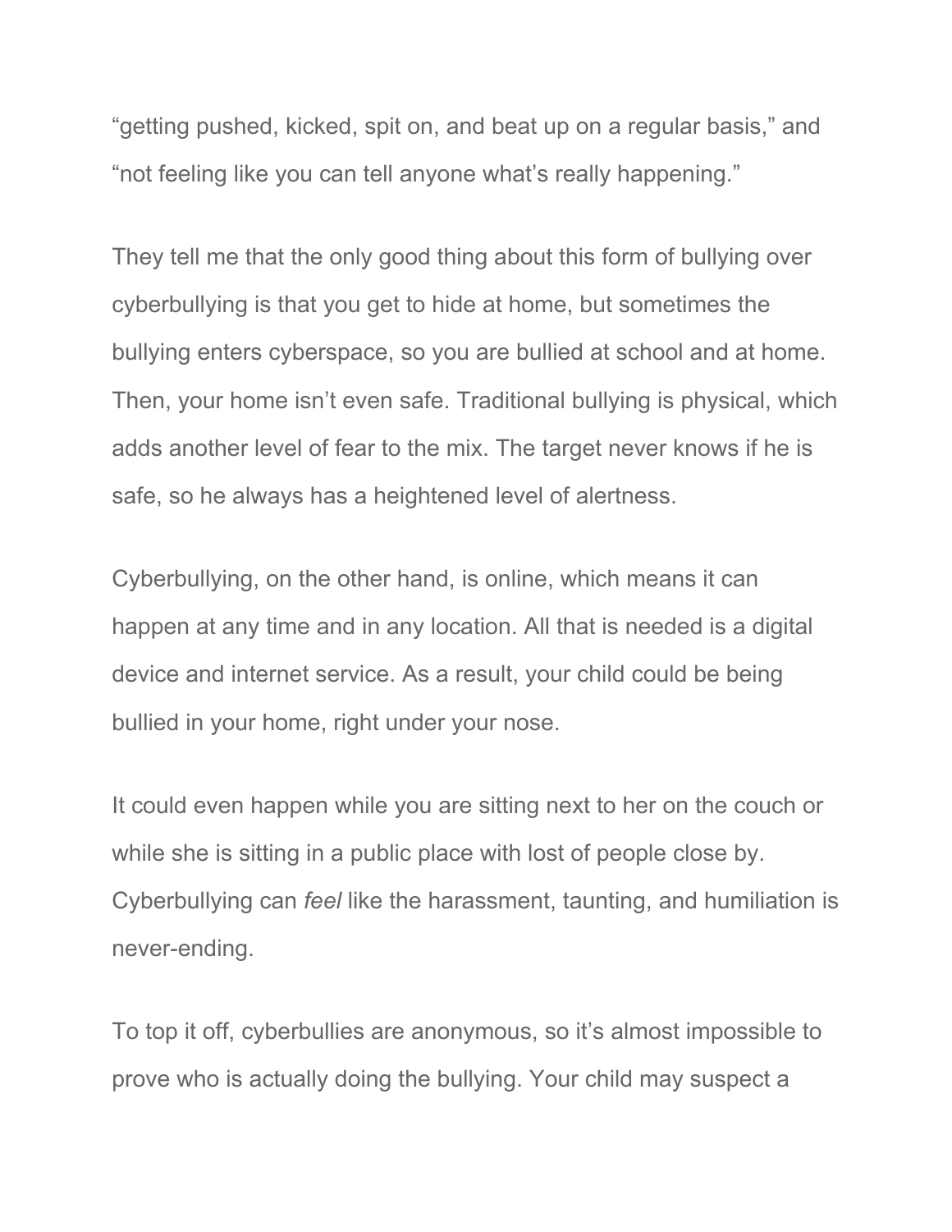"getting pushed, kicked, spit on, and beat up on a regular basis," and "not feeling like you can tell anyone what's really happening."

They tell me that the only good thing about this form of bullying over cyberbullying is that you get to hide at home, but sometimes the bullying enters cyberspace, so you are bullied at school and at home. Then, your home isn't even safe. Traditional bullying is physical, which adds another level of fear to the mix. The target never knows if he is safe, so he always has a heightened level of alertness.

Cyberbullying, on the other hand, is online, which means it can happen at any time and in any location. All that is needed is a digital device and internet service. As a result, your child could be being bullied in your home, right under your nose.

It could even happen while you are sitting next to her on the couch or while she is sitting in a public place with lost of people close by. Cyberbullying can *feel* like the harassment, taunting, and humiliation is never-ending.

To top it off, cyberbullies are anonymous, so it's almost impossible to prove who is actually doing the bullying. Your child may suspect a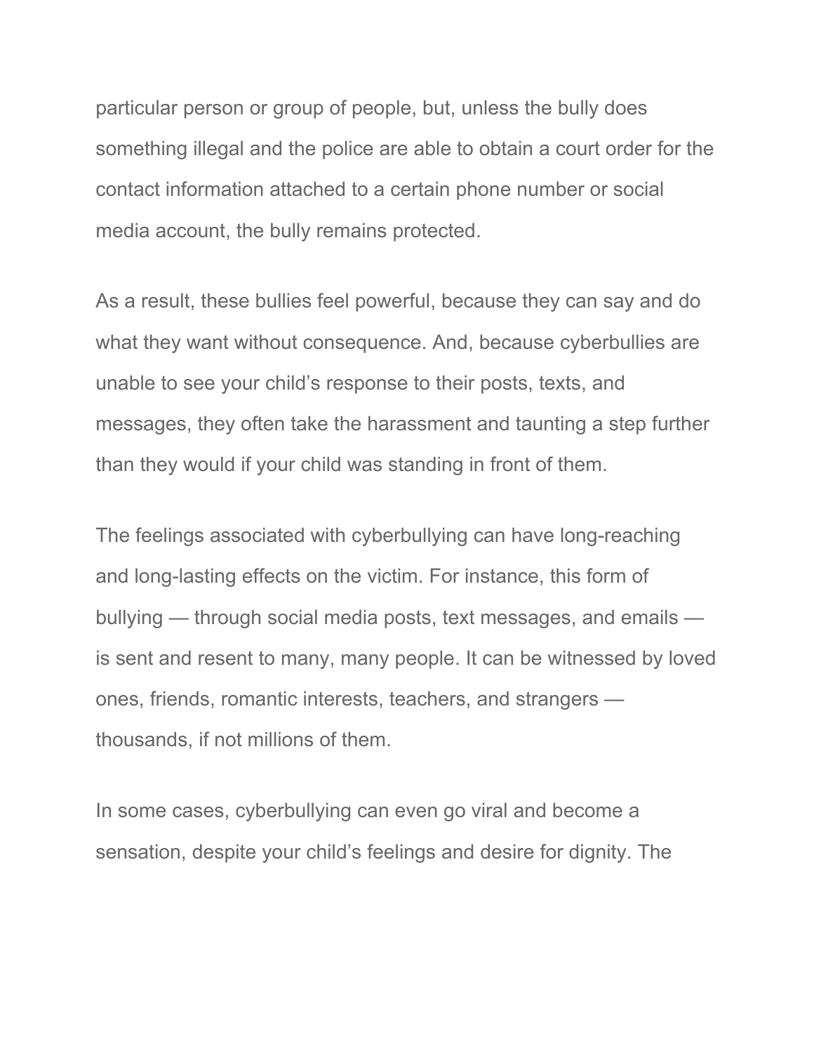particular person or group of people, but, unless the bully does something illegal and the police are able to obtain a court order for the contact information attached to a certain phone number or social media account, the bully remains protected.

As a result, these bullies feel powerful, because they can say and do what they want without consequence. And, because cyberbullies are unable to see your child's response to their posts, texts, and messages, they often take the harassment and taunting a step further than they would if your child was standing in front of them.

The feelings associated with cyberbullying can have long-reaching and long-lasting effects on the victim. For instance, this form of bullying — through social media posts, text messages, and emails — is sent and resent to many, many people. It can be witnessed by loved ones, friends, romantic interests, teachers, and strangers — thousands, if not millions of them.

In some cases, cyberbullying can even go viral and become a sensation, despite your child's feelings and desire for dignity. The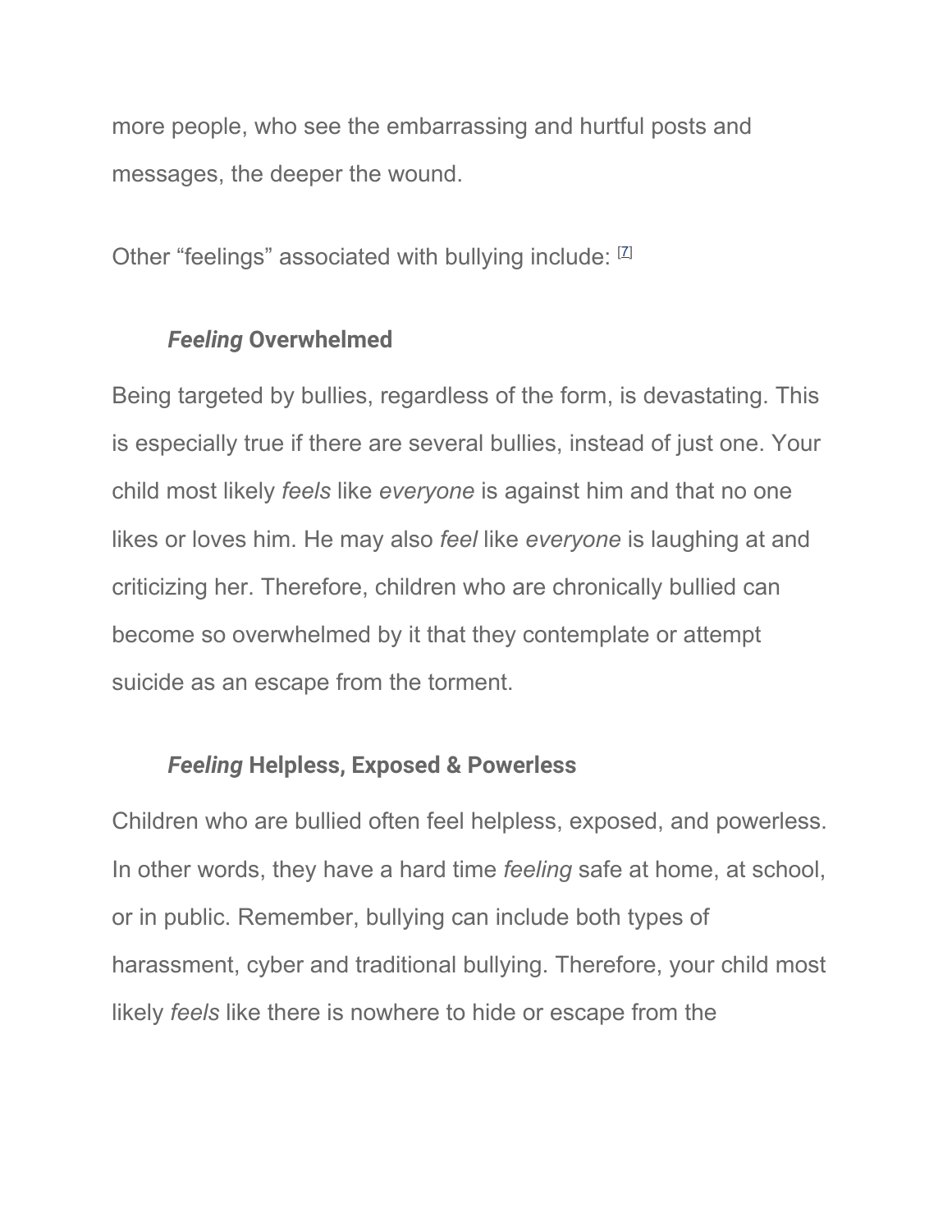more people, who see the embarrassing and hurtful posts and messages, the deeper the wound.

Other “feelings” associated with bullying include: [7]

### *Feeling* Overwhelmed

Being targeted by bullies, regardless of the form, is devastating. This is especially true if there are several bullies, instead of just one. Your child most likely *feels* like *everyone* is against him and that no one likes or loves him. He may also *feel* like *everyone* is laughing at and criticizing her. Therefore, children who are chronically bullied can become so overwhelmed by it that they contemplate or attempt suicide as an escape from the torment.

### *Feeling* Helpless, Exposed & Powerless

Children who are bullied often feel helpless, exposed, and powerless. In other words, they have a hard time *feeling* safe at home, at school, or in public. Remember, bullying can include both types of harassment, cyber and traditional bullying. Therefore, your child most likely *feels* like there is nowhere to hide or escape from the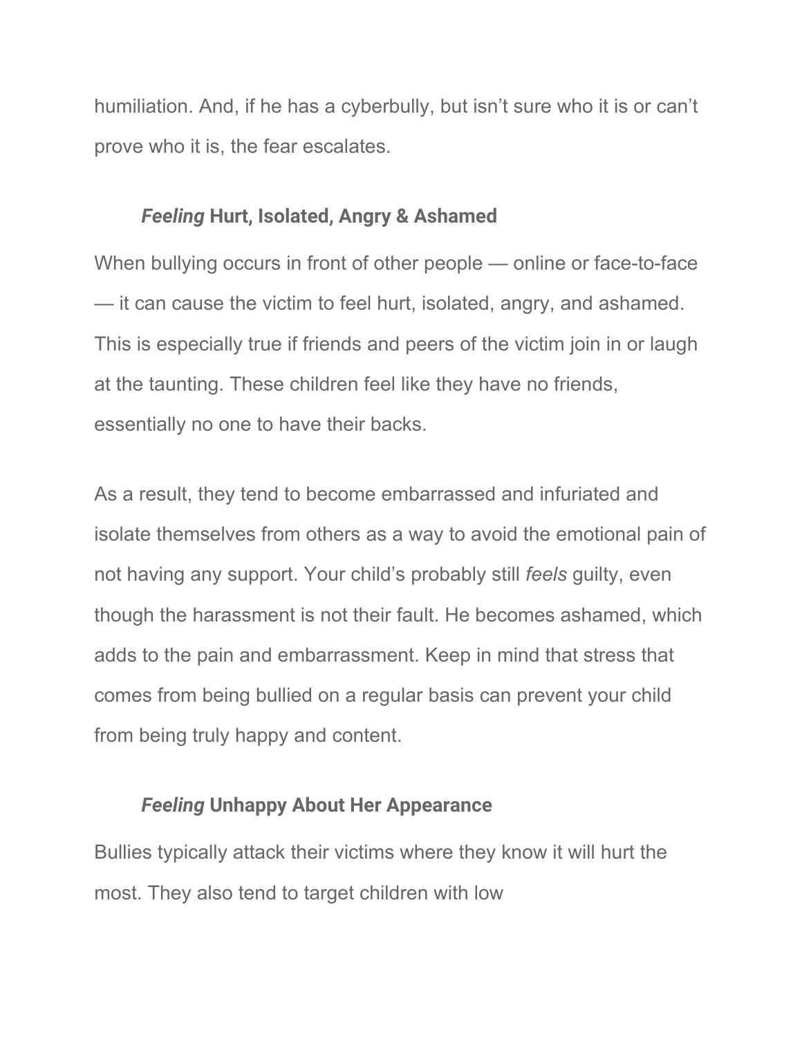humiliation. And, if he has a cyberbully, but isn't sure who it is or can't prove who it is, the fear escalates.

### *Feeling* Hurt, Isolated, Angry & Ashamed

When bullying occurs in front of other people — online or face-to-face — it can cause the victim to feel hurt, isolated, angry, and ashamed. This is especially true if friends and peers of the victim join in or laugh at the taunting. These children feel like they have no friends, essentially no one to have their backs.

As a result, they tend to become embarrassed and infuriated and isolate themselves from others as a way to avoid the emotional pain of not having any support. Your child's probably still *feels* guilty, even though the harassment is not their fault. He becomes ashamed, which adds to the pain and embarrassment. Keep in mind that stress that comes from being bullied on a regular basis can prevent your child from being truly happy and content.

### *Feeling* Unhappy About Her Appearance

Bullies typically attack their victims where they know it will hurt the most. They also tend to target children with low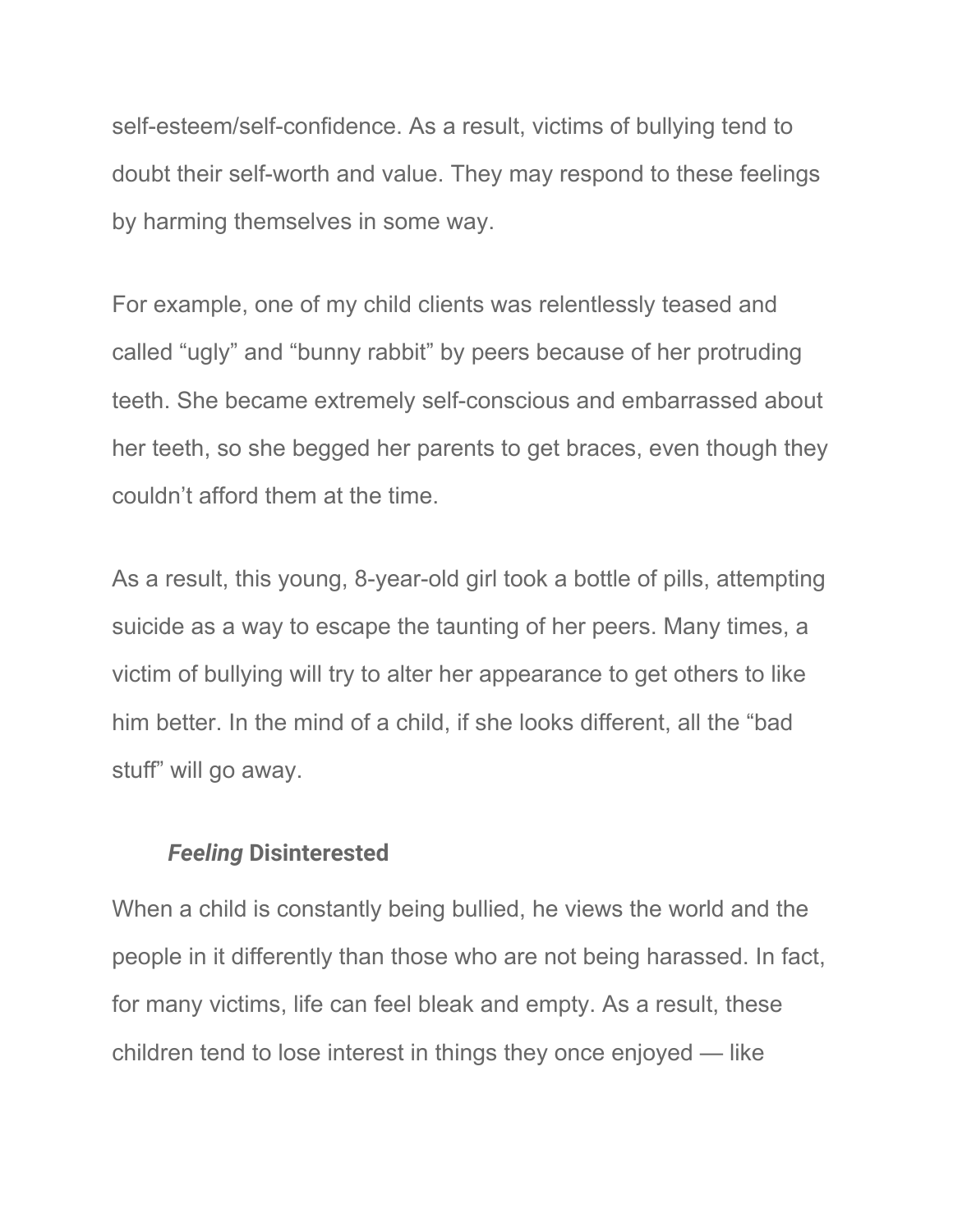self-esteem/self-confidence. As a result, victims of bullying tend to doubt their self-worth and value. They may respond to these feelings by harming themselves in some way.

For example, one of my child clients was relentlessly teased and called “ugly” and “bunny rabbit” by peers because of her protruding teeth. She became extremely self-conscious and embarrassed about her teeth, so she begged her parents to get braces, even though they couldn’t afford them at the time.

As a result, this young, 8-year-old girl took a bottle of pills, attempting suicide as a way to escape the taunting of her peers. Many times, a victim of bullying will try to alter her appearance to get others to like him better. In the mind of a child, if she looks different, all the “bad stuff” will go away.

### ***Feeling*** **Disinterested**

When a child is constantly being bullied, he views the world and the people in it differently than those who are not being harassed. In fact, for many victims, life can feel bleak and empty. As a result, these children tend to lose interest in things they once enjoyed — like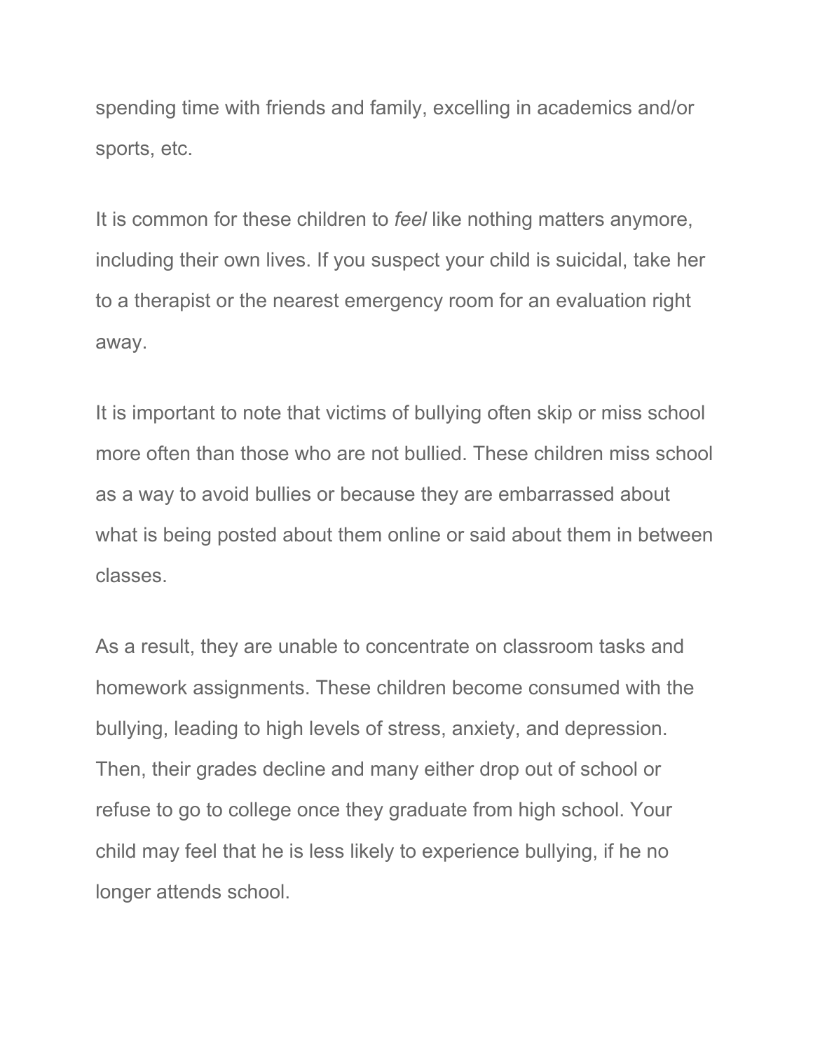spending time with friends and family, excelling in academics and/or sports, etc.

It is common for these children to *feel* like nothing matters anymore, including their own lives. If you suspect your child is suicidal, take her to a therapist or the nearest emergency room for an evaluation right away.

It is important to note that victims of bullying often skip or miss school more often than those who are not bullied. These children miss school as a way to avoid bullies or because they are embarrassed about what is being posted about them online or said about them in between classes.

As a result, they are unable to concentrate on classroom tasks and homework assignments. These children become consumed with the bullying, leading to high levels of stress, anxiety, and depression. Then, their grades decline and many either drop out of school or refuse to go to college once they graduate from high school. Your child may feel that he is less likely to experience bullying, if he no longer attends school.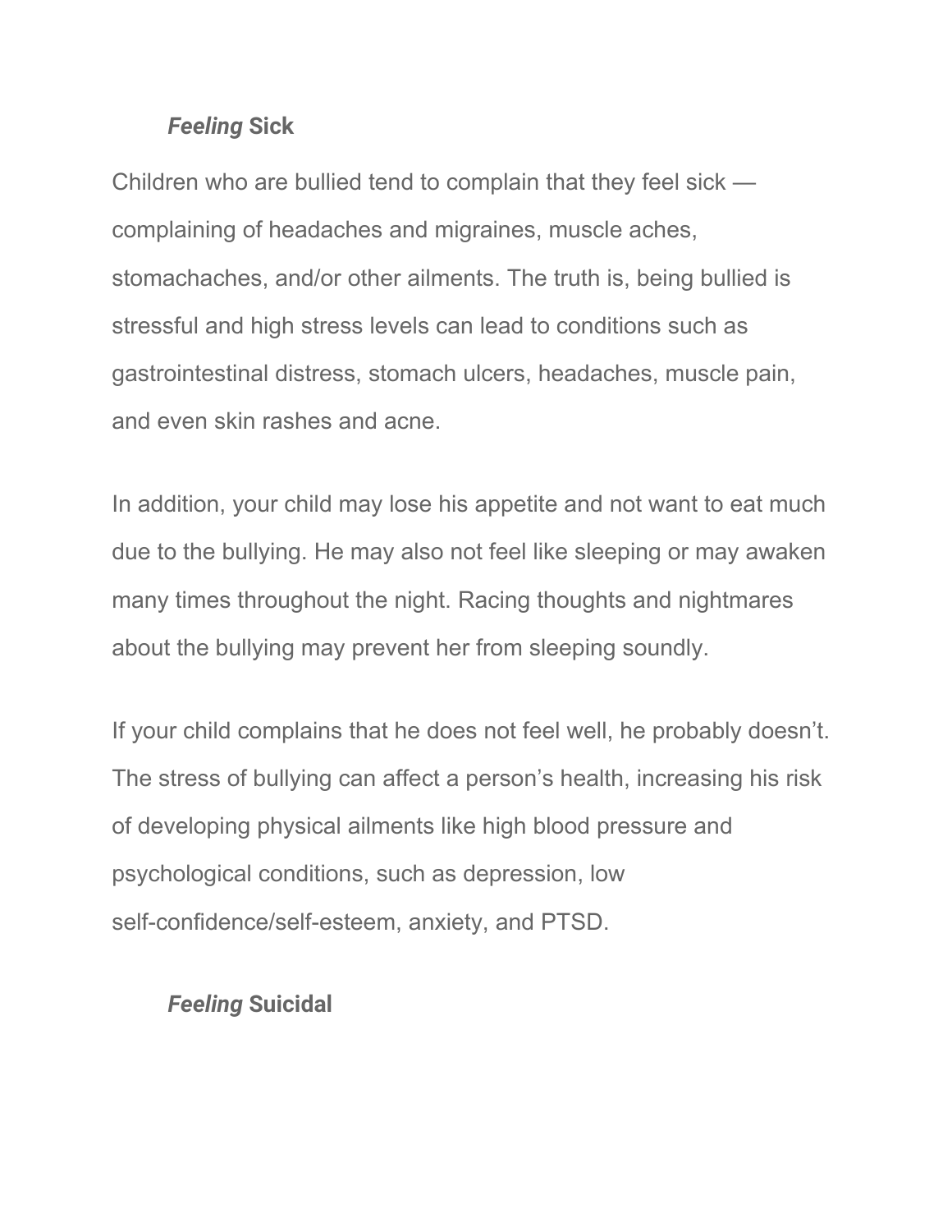### *Feeling* Sick

Children who are bullied tend to complain that they feel sick — complaining of headaches and migraines, muscle aches, stomachaches, and/or other ailments. The truth is, being bullied is stressful and high stress levels can lead to conditions such as gastrointestinal distress, stomach ulcers, headaches, muscle pain, and even skin rashes and acne.

In addition, your child may lose his appetite and not want to eat much due to the bullying. He may also not feel like sleeping or may awaken many times throughout the night. Racing thoughts and nightmares about the bullying may prevent her from sleeping soundly.

If your child complains that he does not feel well, he probably doesn't. The stress of bullying can affect a person's health, increasing his risk of developing physical ailments like high blood pressure and psychological conditions, such as depression, low self-confidence/self-esteem, anxiety, and PTSD.

### *Feeling* Suicidal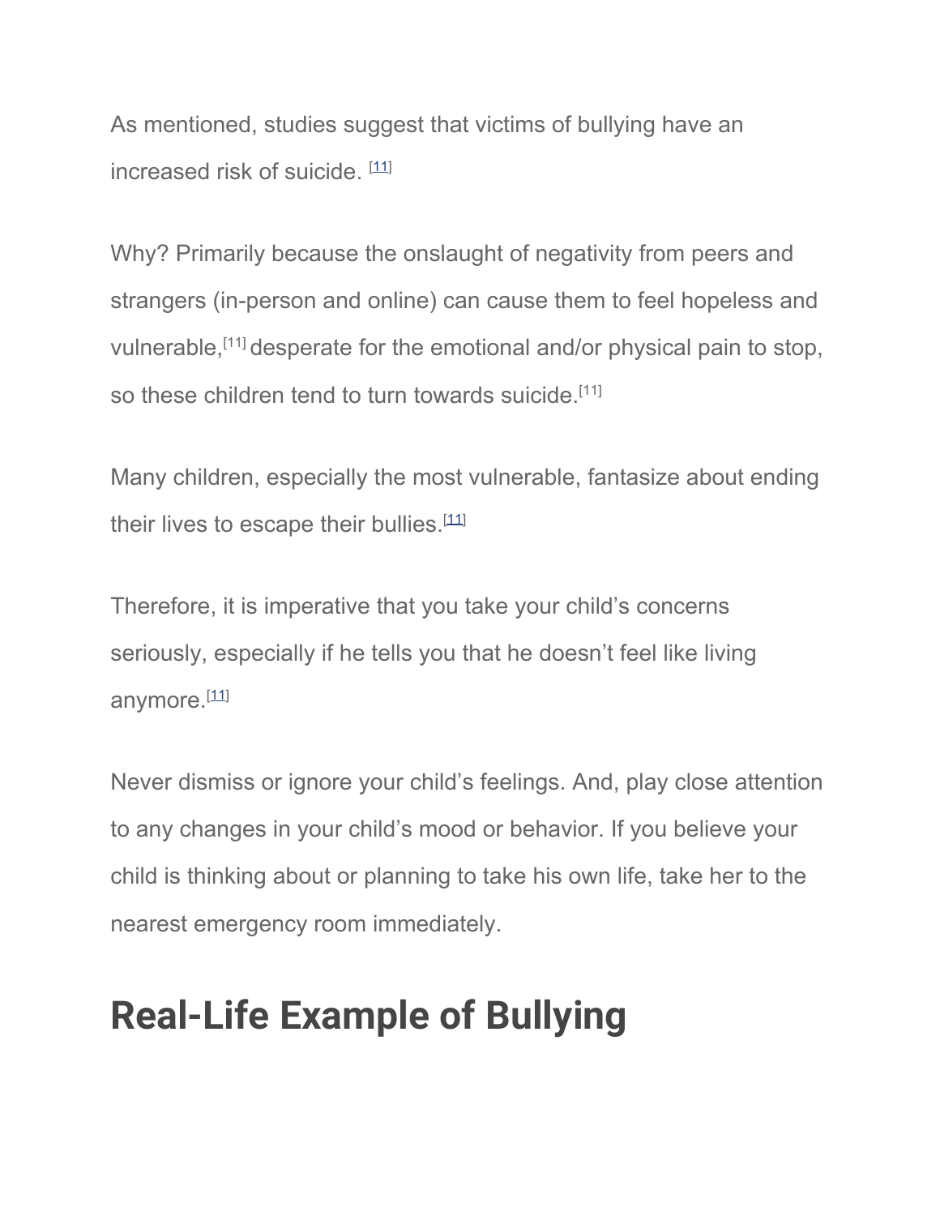As mentioned, studies suggest that victims of bullying have an increased risk of suicide. [11]

Why? Primarily because the onslaught of negativity from peers and strangers (in-person and online) can cause them to feel hopeless and vulnerable,[11] desperate for the emotional and/or physical pain to stop, so these children tend to turn towards suicide.[11]

Many children, especially the most vulnerable, fantasize about ending their lives to escape their bullies.[11]

Therefore, it is imperative that you take your child's concerns seriously, especially if he tells you that he doesn't feel like living anymore.[11]

Never dismiss or ignore your child's feelings. And, play close attention to any changes in your child's mood or behavior. If you believe your child is thinking about or planning to take his own life, take her to the nearest emergency room immediately.

# Real-Life Example of Bullying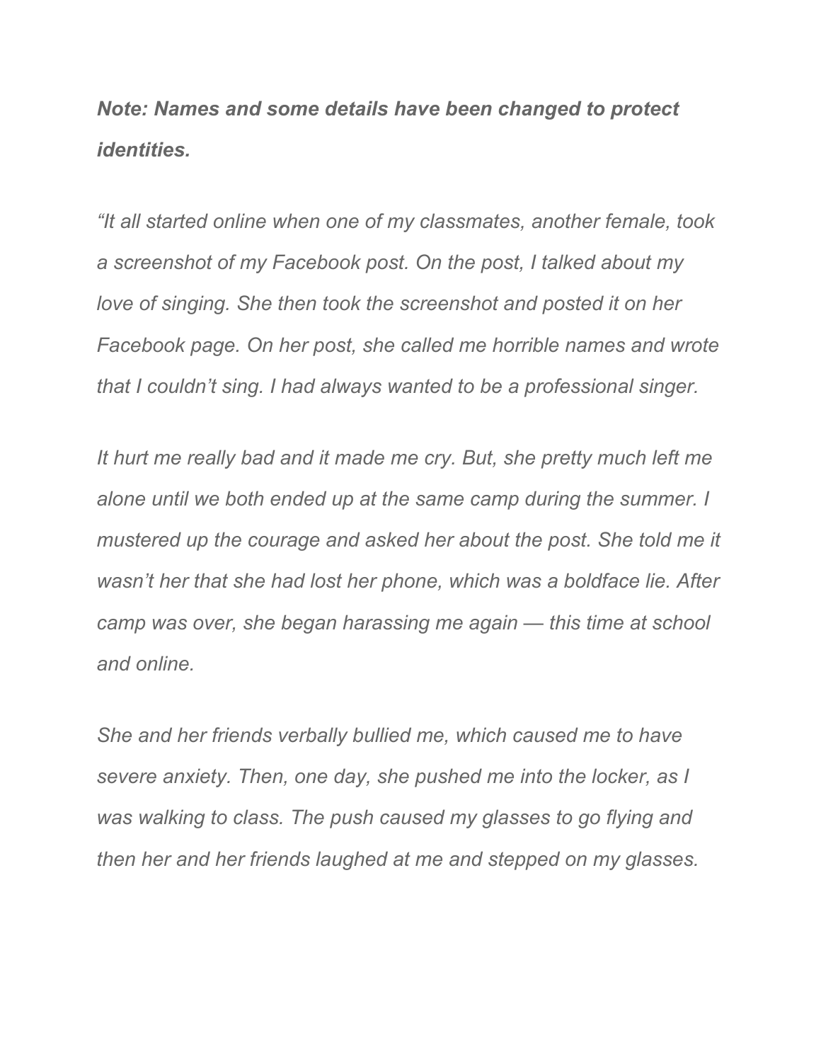***Note: Names and some details have been changed to protect identities.***

*"It all started online when one of my classmates, another female, took a screenshot of my Facebook post. On the post, I talked about my love of singing. She then took the screenshot and posted it on her Facebook page. On her post, she called me horrible names and wrote that I couldn't sing. I had always wanted to be a professional singer.*

*It hurt me really bad and it made me cry. But, she pretty much left me alone until we both ended up at the same camp during the summer. I mustered up the courage and asked her about the post. She told me it wasn't her that she had lost her phone, which was a boldface lie. After camp was over, she began harassing me again — this time at school and online.*

*She and her friends verbally bullied me, which caused me to have severe anxiety. Then, one day, she pushed me into the locker, as I was walking to class. The push caused my glasses to go flying and then her and her friends laughed at me and stepped on my glasses.*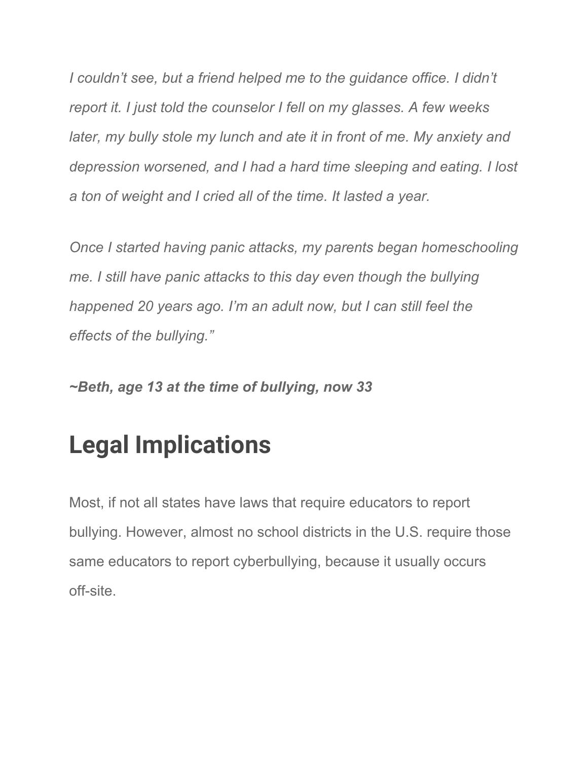*I couldn't see, but a friend helped me to the guidance office. I didn't report it. I just told the counselor I fell on my glasses. A few weeks later, my bully stole my lunch and ate it in front of me. My anxiety and depression worsened, and I had a hard time sleeping and eating. I lost a ton of weight and I cried all of the time. It lasted a year.*

*Once I started having panic attacks, my parents began homeschooling me. I still have panic attacks to this day even though the bullying happened 20 years ago. I'm an adult now, but I can still feel the effects of the bullying."*

***~Beth, age 13 at the time of bullying, now 33***

## Legal Implications

Most, if not all states have laws that require educators to report bullying. However, almost no school districts in the U.S. require those same educators to report cyberbullying, because it usually occurs off-site.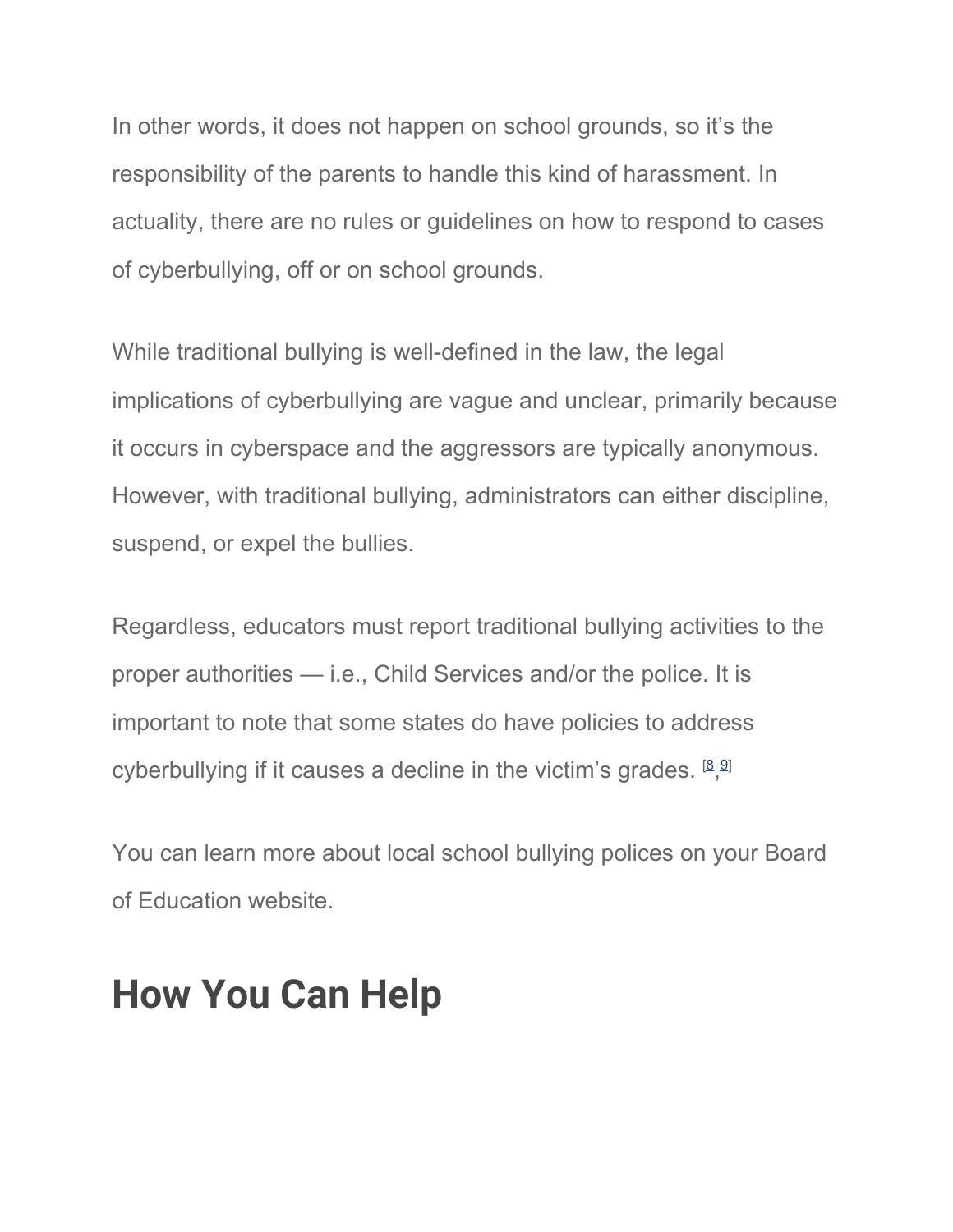In other words, it does not happen on school grounds, so it's the responsibility of the parents to handle this kind of harassment. In actuality, there are no rules or guidelines on how to respond to cases of cyberbullying, off or on school grounds.

While traditional bullying is well-defined in the law, the legal implications of cyberbullying are vague and unclear, primarily because it occurs in cyberspace and the aggressors are typically anonymous. However, with traditional bullying, administrators can either discipline, suspend, or expel the bullies.

Regardless, educators must report traditional bullying activities to the proper authorities — i.e., Child Services and/or the police. It is important to note that some states do have policies to address cyberbullying if it causes a decline in the victim's grades. [8,9]

You can learn more about local school bullying polices on your Board of Education website.

## How You Can Help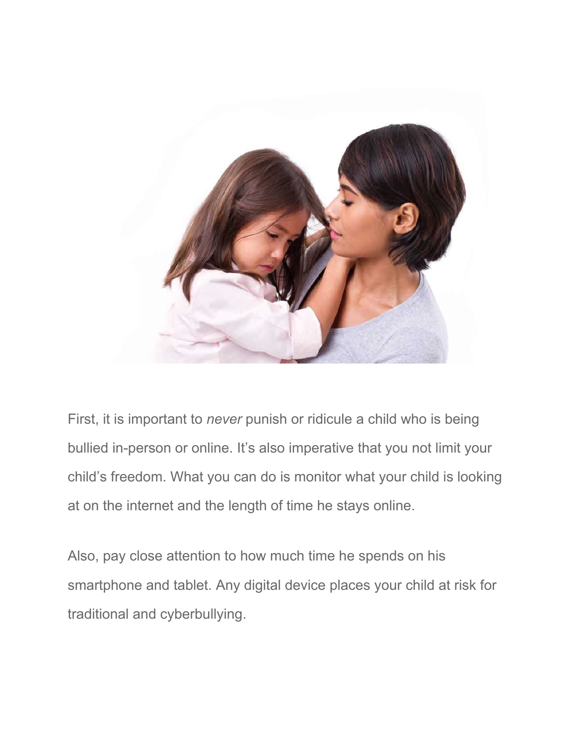First, it is important to *never* punish or ridicule a child who is being bullied in-person or online. It's also imperative that you not limit your child's freedom. What you can do is monitor what your child is looking at on the internet and the length of time he stays online.

Also, pay close attention to how much time he spends on his smartphone and tablet. Any digital device places your child at risk for traditional and cyberbullying.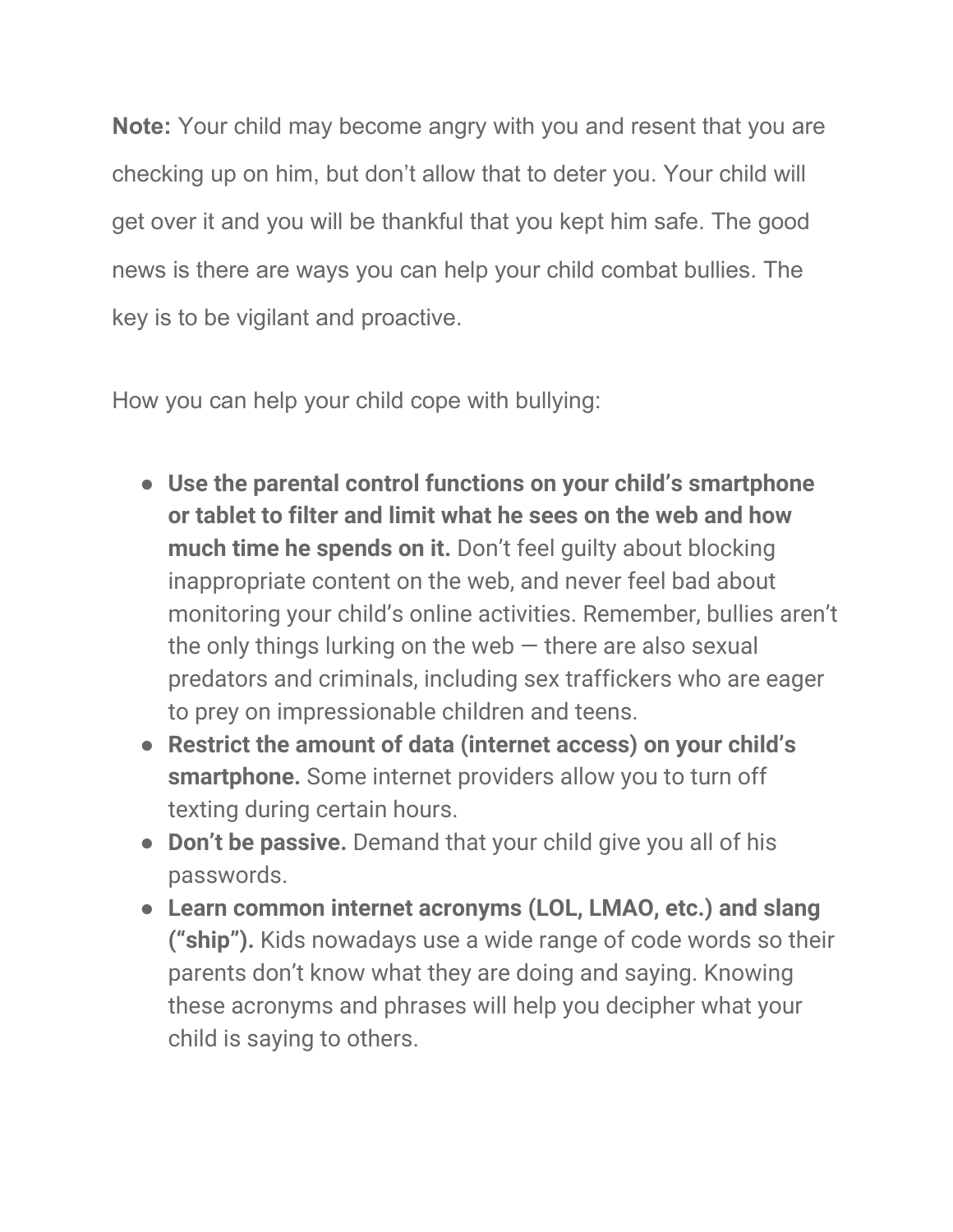**Note:** Your child may become angry with you and resent that you are checking up on him, but don't allow that to deter you. Your child will get over it and you will be thankful that you kept him safe. The good news is there are ways you can help your child combat bullies. The key is to be vigilant and proactive.

How you can help your child cope with bullying:

- **Use the parental control functions on your child's smartphone or tablet to filter and limit what he sees on the web and how much time he spends on it.** Don't feel guilty about blocking inappropriate content on the web, and never feel bad about monitoring your child's online activities. Remember, bullies aren't the only things lurking on the web — there are also sexual predators and criminals, including sex traffickers who are eager to prey on impressionable children and teens.
- **Restrict the amount of data (internet access) on your child's smartphone.** Some internet providers allow you to turn off texting during certain hours.
- **Don't be passive.** Demand that your child give you all of his passwords.
- **Learn common internet acronyms (LOL, LMAO, etc.) and slang ("ship").** Kids nowadays use a wide range of code words so their parents don't know what they are doing and saying. Knowing these acronyms and phrases will help you decipher what your child is saying to others.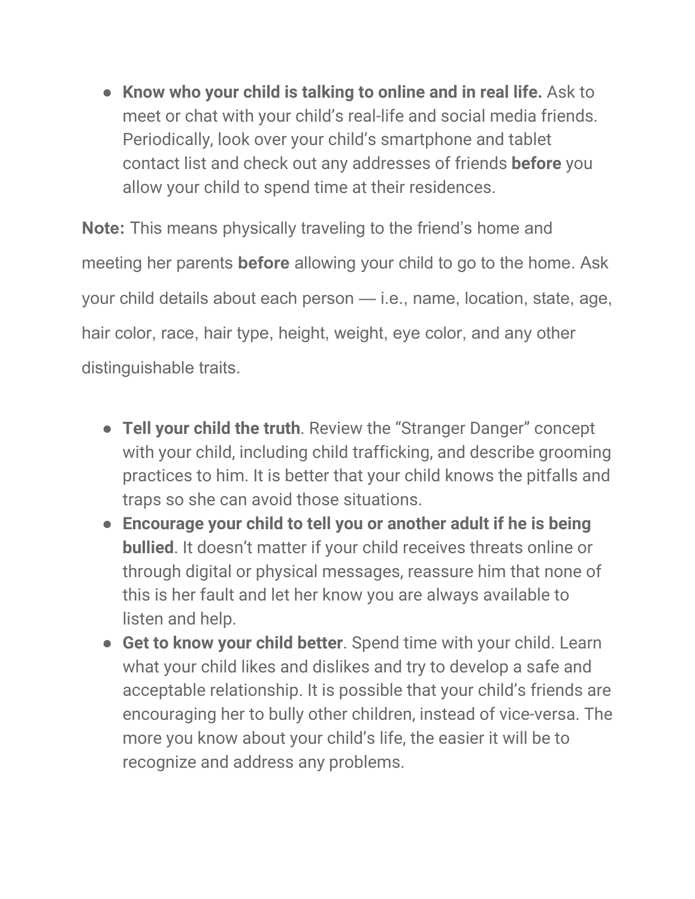- **Know who your child is talking to online and in real life.** Ask to meet or chat with your child's real-life and social media friends. Periodically, look over your child's smartphone and tablet contact list and check out any addresses of friends **before** you allow your child to spend time at their residences.

**Note:** This means physically traveling to the friend's home and meeting her parents **before** allowing your child to go to the home. Ask your child details about each person — i.e., name, location, state, age, hair color, race, hair type, height, weight, eye color, and any other distinguishable traits.

- **Tell your child the truth**. Review the "Stranger Danger" concept with your child, including child trafficking, and describe grooming practices to him. It is better that your child knows the pitfalls and traps so she can avoid those situations.
- **Encourage your child to tell you or another adult if he is being bullied**. It doesn't matter if your child receives threats online or through digital or physical messages, reassure him that none of this is her fault and let her know you are always available to listen and help.
- **Get to know your child better**. Spend time with your child. Learn what your child likes and dislikes and try to develop a safe and acceptable relationship. It is possible that your child's friends are encouraging her to bully other children, instead of vice-versa. The more you know about your child's life, the easier it will be to recognize and address any problems.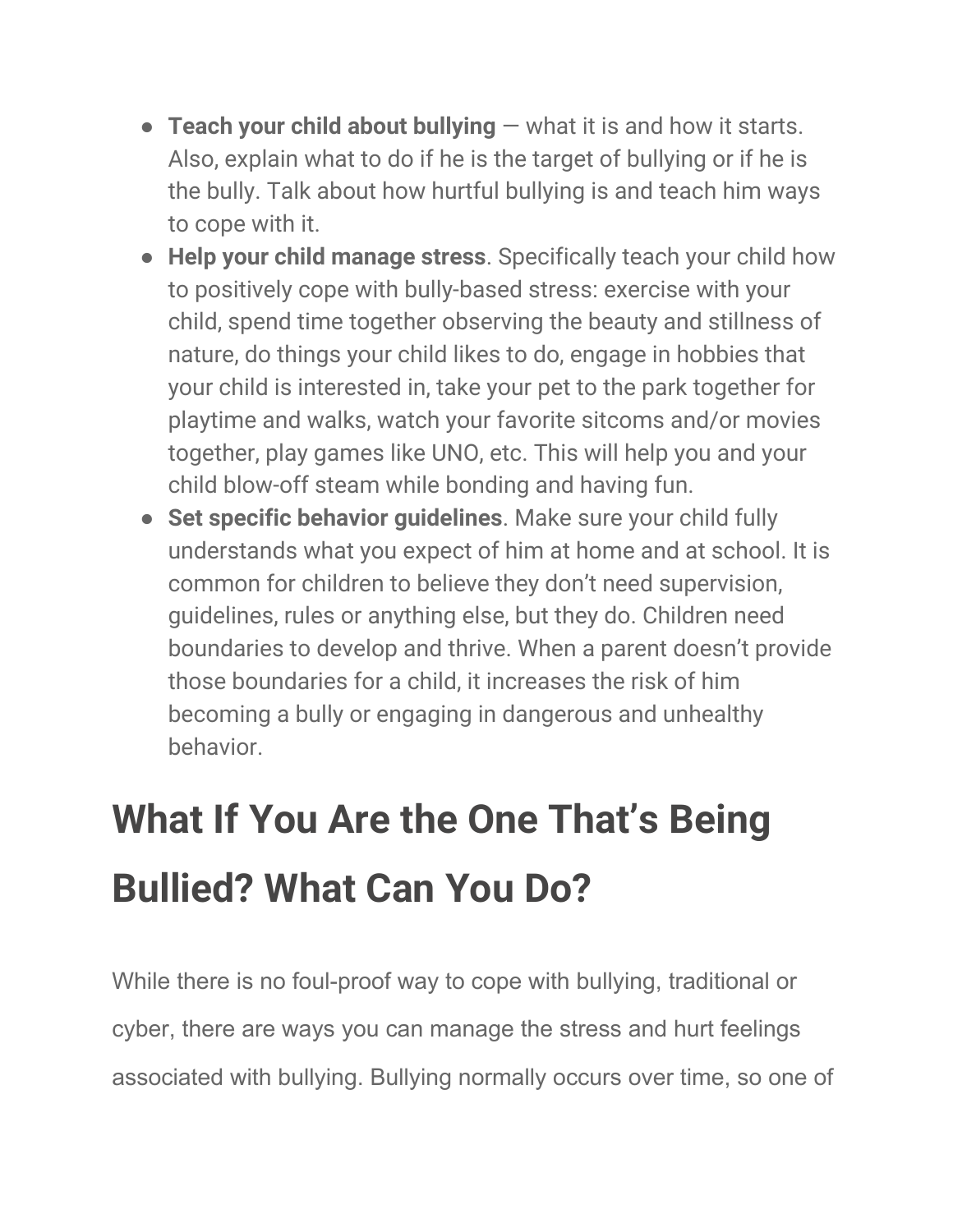- **Teach your child about bullying** — what it is and how it starts. Also, explain what to do if he is the target of bullying or if he is the bully. Talk about how hurtful bullying is and teach him ways to cope with it.
- **Help your child manage stress**. Specifically teach your child how to positively cope with bully-based stress: exercise with your child, spend time together observing the beauty and stillness of nature, do things your child likes to do, engage in hobbies that your child is interested in, take your pet to the park together for playtime and walks, watch your favorite sitcoms and/or movies together, play games like UNO, etc. This will help you and your child blow-off steam while bonding and having fun.
- **Set specific behavior guidelines**. Make sure your child fully understands what you expect of him at home and at school. It is common for children to believe they don't need supervision, guidelines, rules or anything else, but they do. Children need boundaries to develop and thrive. When a parent doesn't provide those boundaries for a child, it increases the risk of him becoming a bully or engaging in dangerous and unhealthy behavior.

# What If You Are the One That's Being Bullied? What Can You Do?

While there is no foul-proof way to cope with bullying, traditional or cyber, there are ways you can manage the stress and hurt feelings associated with bullying. Bullying normally occurs over time, so one of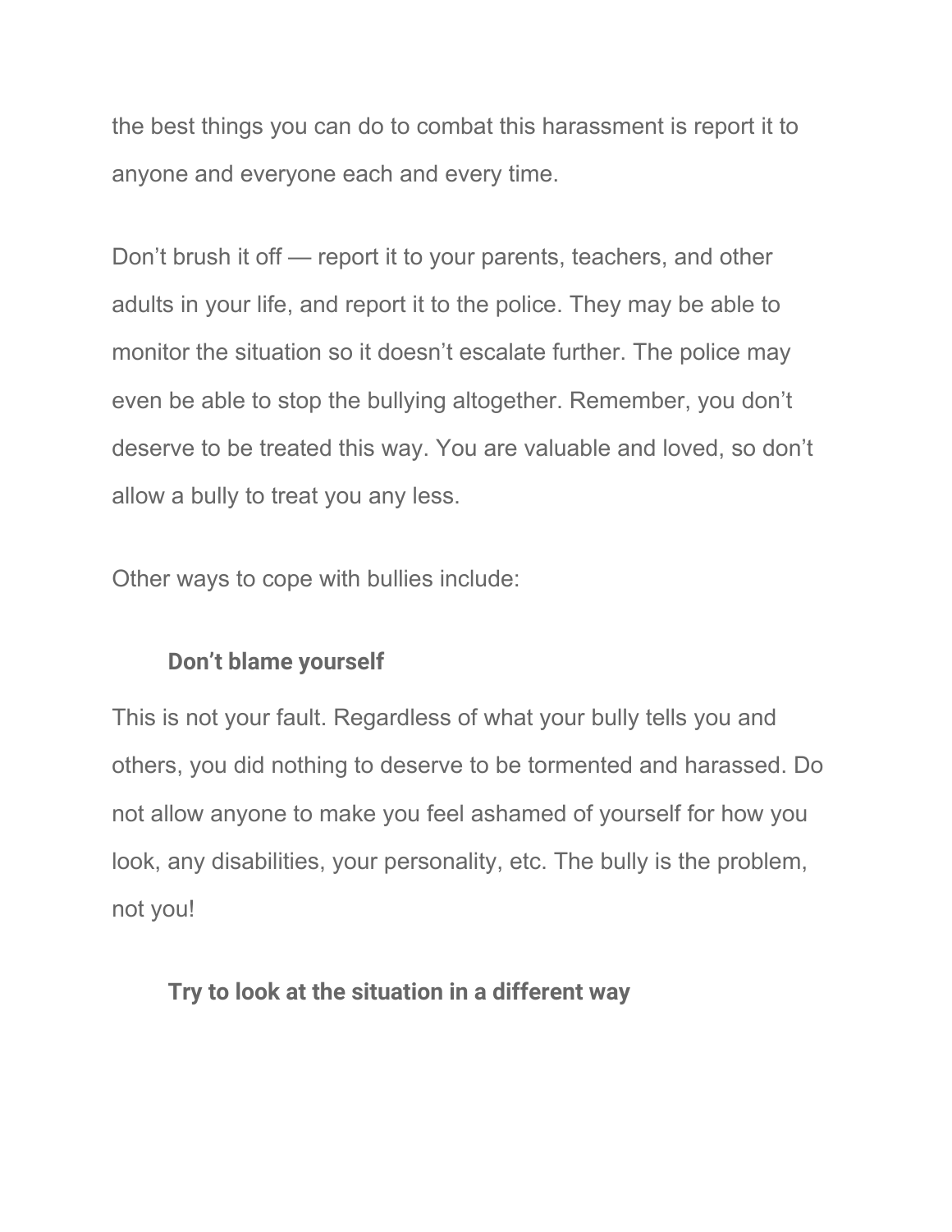the best things you can do to combat this harassment is report it to anyone and everyone each and every time.

Don’t brush it off — report it to your parents, teachers, and other adults in your life, and report it to the police. They may be able to monitor the situation so it doesn’t escalate further. The police may even be able to stop the bullying altogether. Remember, you don’t deserve to be treated this way. You are valuable and loved, so don’t allow a bully to treat you any less.

Other ways to cope with bullies include:

### Don’t blame yourself

This is not your fault. Regardless of what your bully tells you and others, you did nothing to deserve to be tormented and harassed. Do not allow anyone to make you feel ashamed of yourself for how you look, any disabilities, your personality, etc. The bully is the problem, not you!

### Try to look at the situation in a different way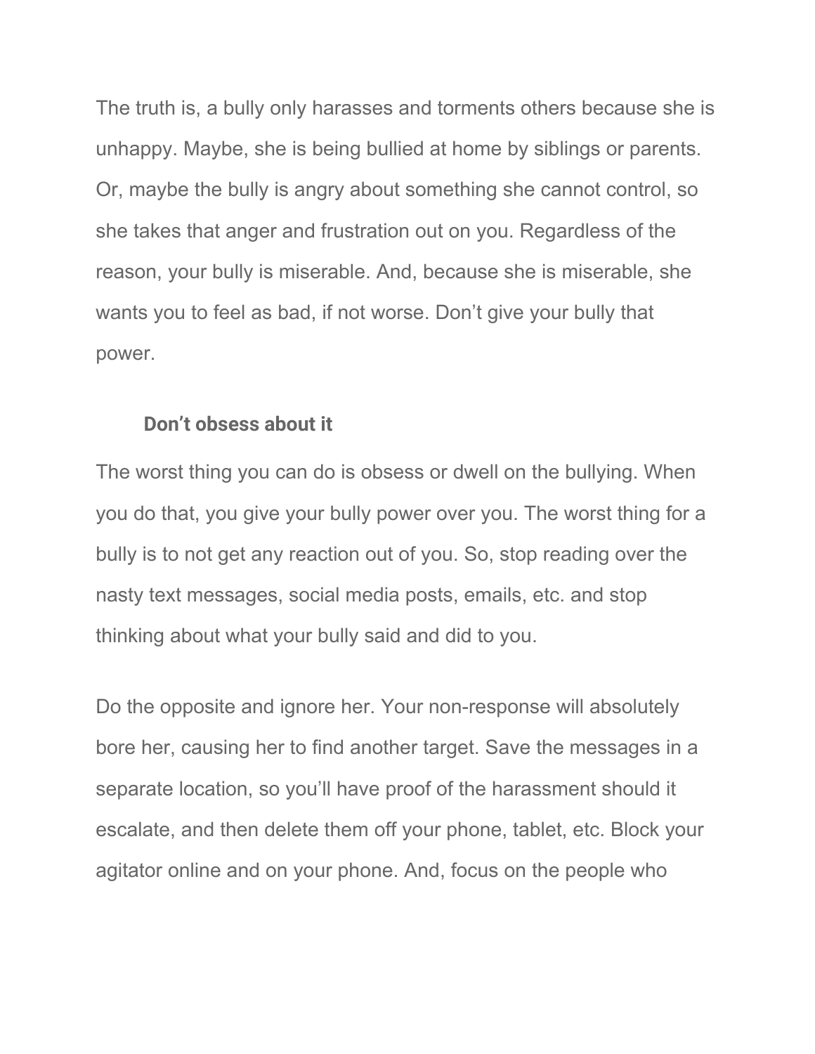The truth is, a bully only harasses and torments others because she is unhappy. Maybe, she is being bullied at home by siblings or parents. Or, maybe the bully is angry about something she cannot control, so she takes that anger and frustration out on you. Regardless of the reason, your bully is miserable. And, because she is miserable, she wants you to feel as bad, if not worse. Don't give your bully that power.

### Don't obsess about it

The worst thing you can do is obsess or dwell on the bullying. When you do that, you give your bully power over you. The worst thing for a bully is to not get any reaction out of you. So, stop reading over the nasty text messages, social media posts, emails, etc. and stop thinking about what your bully said and did to you.

Do the opposite and ignore her. Your non-response will absolutely bore her, causing her to find another target. Save the messages in a separate location, so you'll have proof of the harassment should it escalate, and then delete them off your phone, tablet, etc. Block your agitator online and on your phone. And, focus on the people who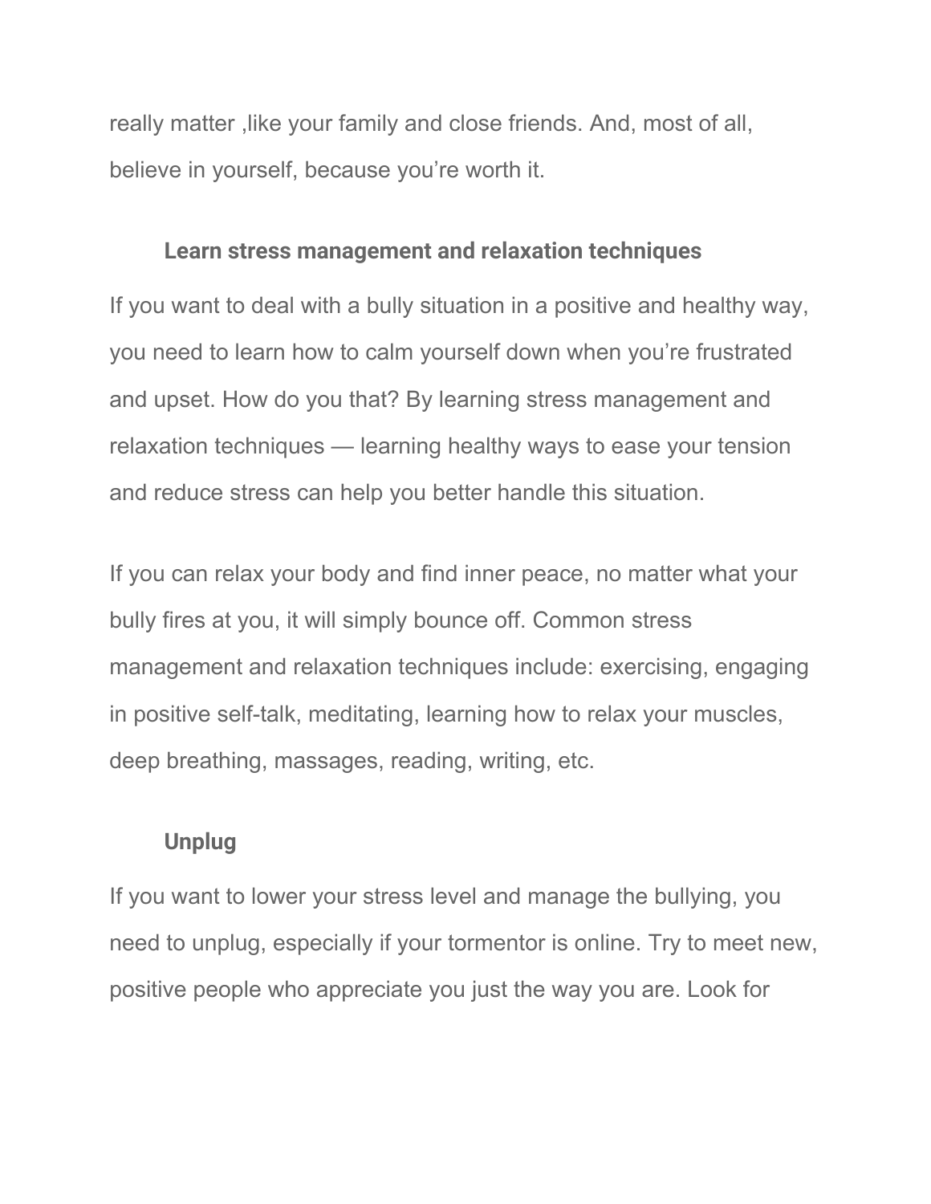really matter ,like your family and close friends. And, most of all, believe in yourself, because you're worth it.

### Learn stress management and relaxation techniques

If you want to deal with a bully situation in a positive and healthy way, you need to learn how to calm yourself down when you're frustrated and upset. How do you that? By learning stress management and relaxation techniques — learning healthy ways to ease your tension and reduce stress can help you better handle this situation.

If you can relax your body and find inner peace, no matter what your bully fires at you, it will simply bounce off. Common stress management and relaxation techniques include: exercising, engaging in positive self-talk, meditating, learning how to relax your muscles, deep breathing, massages, reading, writing, etc.

### Unplug

If you want to lower your stress level and manage the bullying, you need to unplug, especially if your tormentor is online. Try to meet new, positive people who appreciate you just the way you are. Look for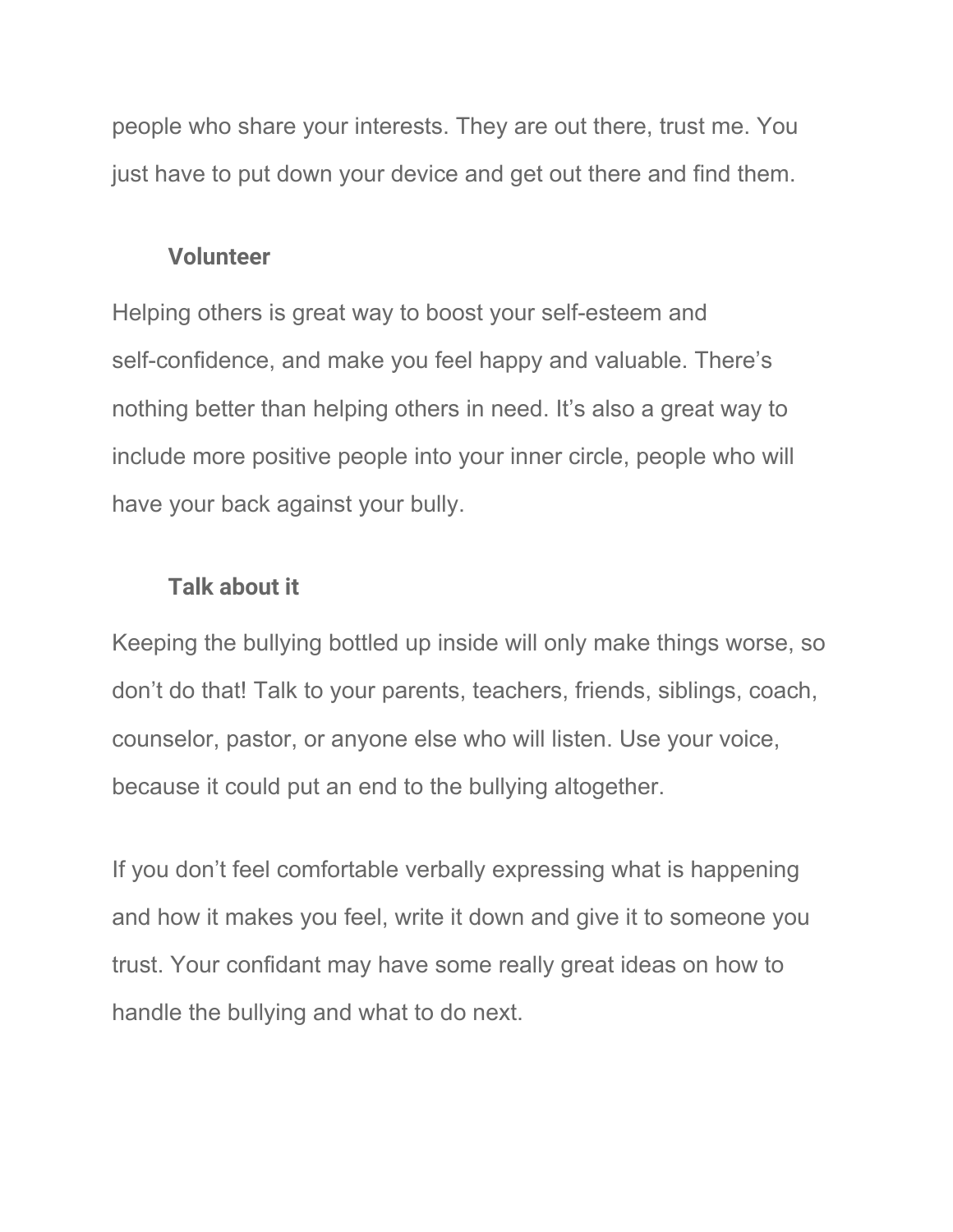people who share your interests. They are out there, trust me. You just have to put down your device and get out there and find them.

### Volunteer

Helping others is great way to boost your self-esteem and self-confidence, and make you feel happy and valuable. There's nothing better than helping others in need. It's also a great way to include more positive people into your inner circle, people who will have your back against your bully.

### Talk about it

Keeping the bullying bottled up inside will only make things worse, so don't do that! Talk to your parents, teachers, friends, siblings, coach, counselor, pastor, or anyone else who will listen. Use your voice, because it could put an end to the bullying altogether.

If you don't feel comfortable verbally expressing what is happening and how it makes you feel, write it down and give it to someone you trust. Your confidant may have some really great ideas on how to handle the bullying and what to do next.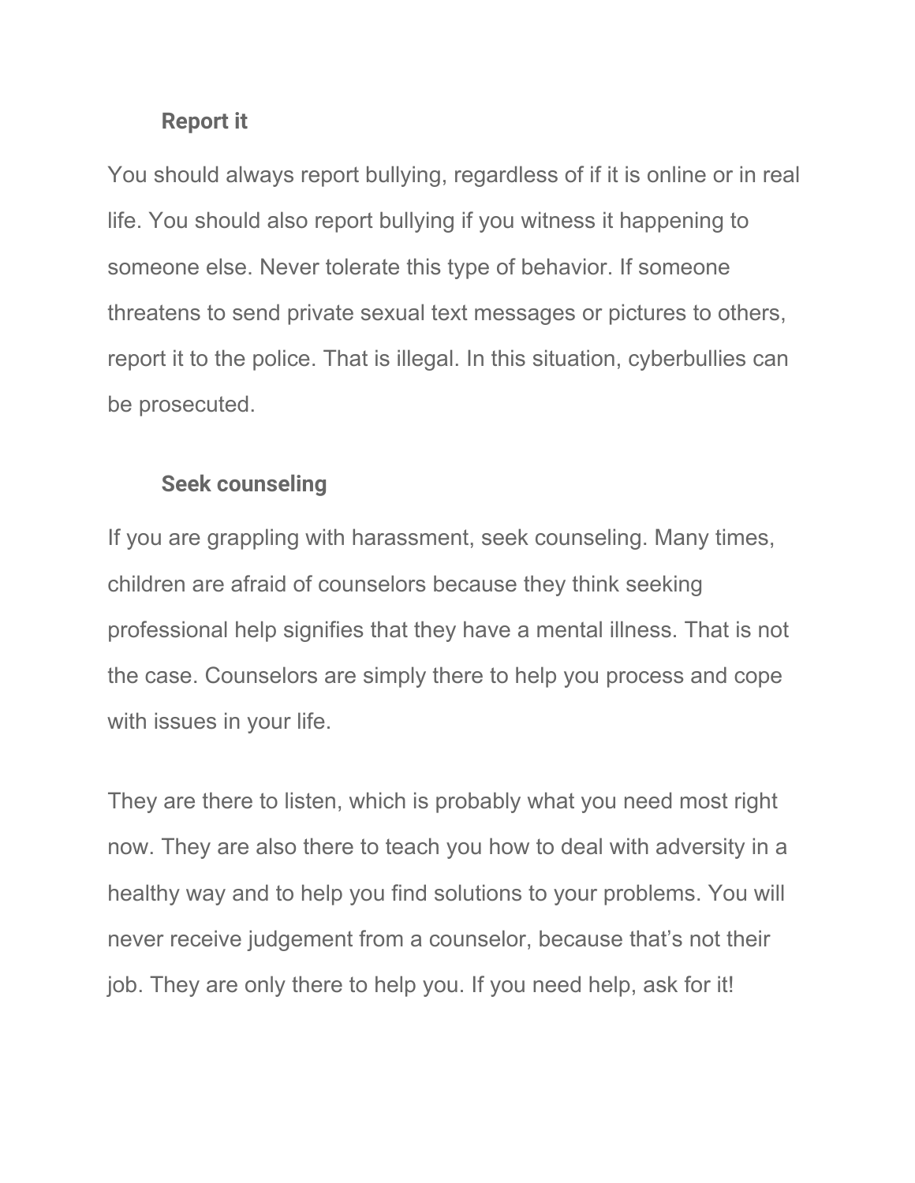### Report it

You should always report bullying, regardless of if it is online or in real life. You should also report bullying if you witness it happening to someone else. Never tolerate this type of behavior. If someone threatens to send private sexual text messages or pictures to others, report it to the police. That is illegal. In this situation, cyberbullies can be prosecuted.

### Seek counseling

If you are grappling with harassment, seek counseling. Many times, children are afraid of counselors because they think seeking professional help signifies that they have a mental illness. That is not the case. Counselors are simply there to help you process and cope with issues in your life.

They are there to listen, which is probably what you need most right now. They are also there to teach you how to deal with adversity in a healthy way and to help you find solutions to your problems. You will never receive judgement from a counselor, because that's not their job. They are only there to help you. If you need help, ask for it!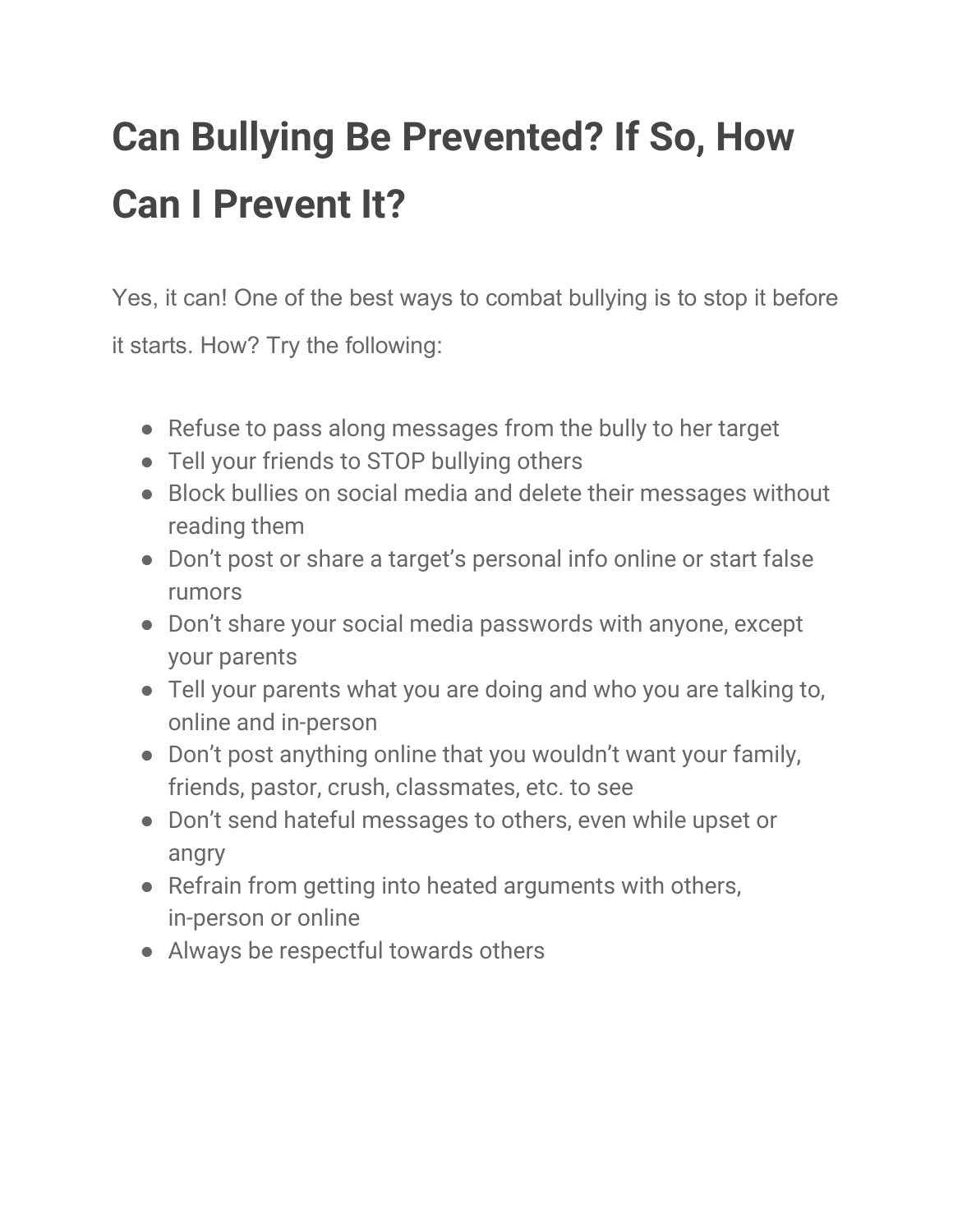# Can Bullying Be Prevented? If So, How Can I Prevent It?

Yes, it can! One of the best ways to combat bullying is to stop it before it starts. How? Try the following:

- Refuse to pass along messages from the bully to her target
- Tell your friends to STOP bullying others
- Block bullies on social media and delete their messages without reading them
- Don't post or share a target's personal info online or start false rumors
- Don't share your social media passwords with anyone, except your parents
- Tell your parents what you are doing and who you are talking to, online and in-person
- Don't post anything online that you wouldn't want your family, friends, pastor, crush, classmates, etc. to see
- Don't send hateful messages to others, even while upset or angry
- Refrain from getting into heated arguments with others, in-person or online
- Always be respectful towards others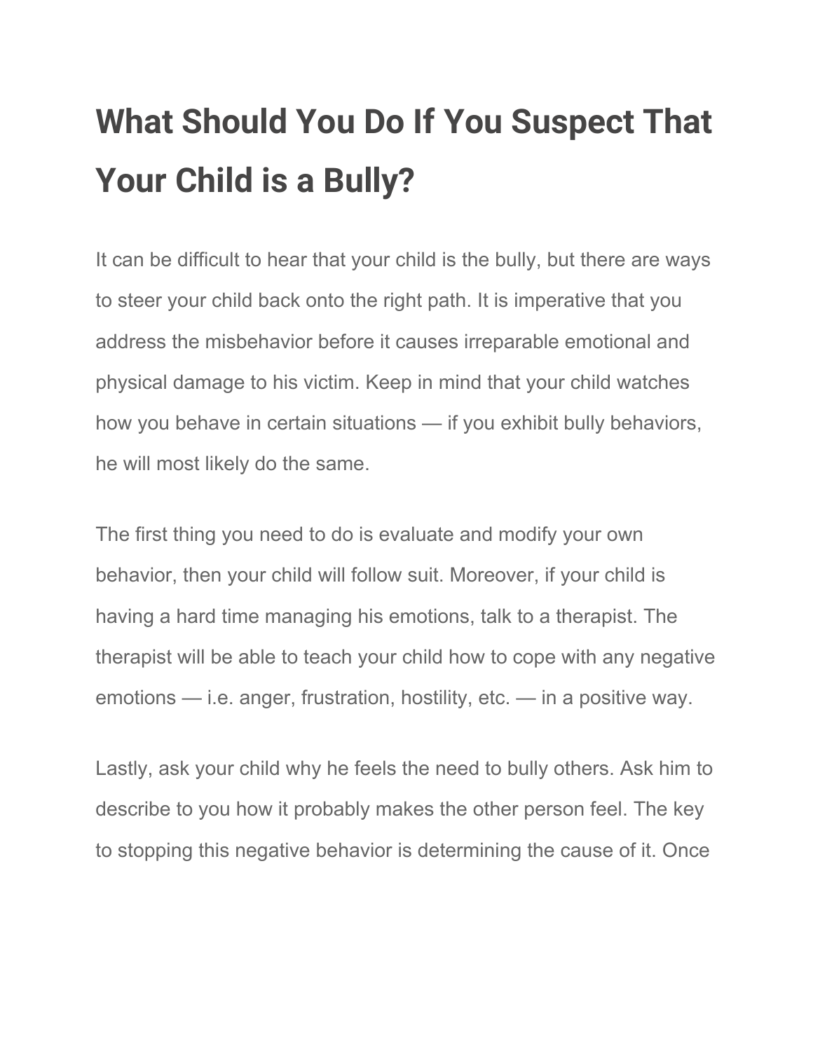# What Should You Do If You Suspect That Your Child is a Bully?

It can be difficult to hear that your child is the bully, but there are ways to steer your child back onto the right path. It is imperative that you address the misbehavior before it causes irreparable emotional and physical damage to his victim. Keep in mind that your child watches how you behave in certain situations — if you exhibit bully behaviors, he will most likely do the same.

The first thing you need to do is evaluate and modify your own behavior, then your child will follow suit. Moreover, if your child is having a hard time managing his emotions, talk to a therapist. The therapist will be able to teach your child how to cope with any negative emotions — i.e. anger, frustration, hostility, etc. — in a positive way.

Lastly, ask your child why he feels the need to bully others. Ask him to describe to you how it probably makes the other person feel. The key to stopping this negative behavior is determining the cause of it. Once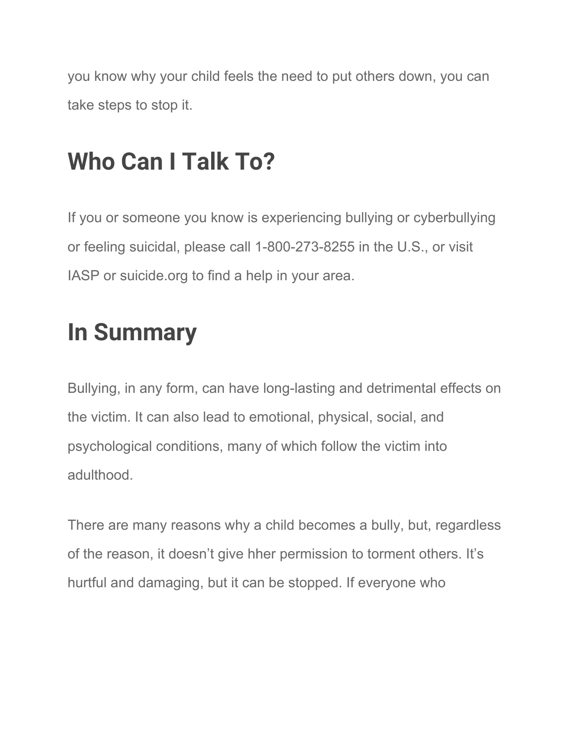you know why your child feels the need to put others down, you can take steps to stop it.

## Who Can I Talk To?

If you or someone you know is experiencing bullying or cyberbullying or feeling suicidal, please call 1-800-273-8255 in the U.S., or visit IASP or suicide.org to find a help in your area.

## In Summary

Bullying, in any form, can have long-lasting and detrimental effects on the victim. It can also lead to emotional, physical, social, and psychological conditions, many of which follow the victim into adulthood.

There are many reasons why a child becomes a bully, but, regardless of the reason, it doesn't give hher permission to torment others. It's hurtful and damaging, but it can be stopped. If everyone who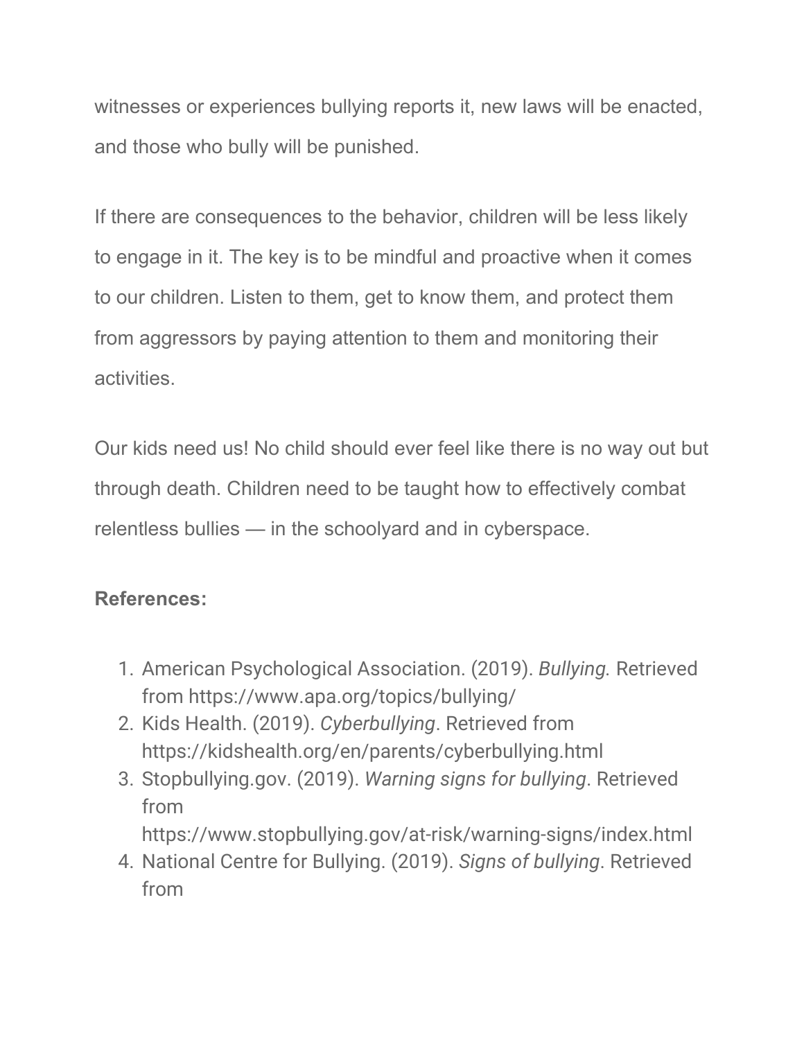witnesses or experiences bullying reports it, new laws will be enacted, and those who bully will be punished.

If there are consequences to the behavior, children will be less likely to engage in it. The key is to be mindful and proactive when it comes to our children. Listen to them, get to know them, and protect them from aggressors by paying attention to them and monitoring their activities.

Our kids need us! No child should ever feel like there is no way out but through death. Children need to be taught how to effectively combat relentless bullies — in the schoolyard and in cyberspace.

**References:**

1. American Psychological Association. (2019). *Bullying.* Retrieved from https://www.apa.org/topics/bullying/
2. Kids Health. (2019). *Cyberbullying*. Retrieved from https://kidshealth.org/en/parents/cyberbullying.html
3. Stopbullying.gov. (2019). *Warning signs for bullying*. Retrieved from https://www.stopbullying.gov/at-risk/warning-signs/index.html
4. National Centre for Bullying. (2019). *Signs of bullying*. Retrieved from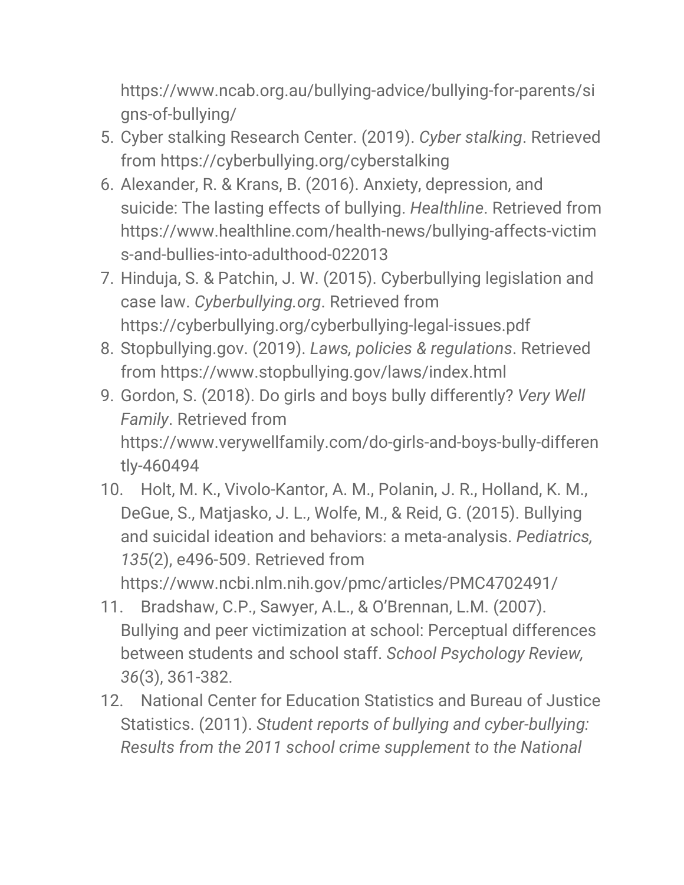https://www.ncab.org.au/bullying-advice/bullying-for-parents/signs-of-bullying/

5. Cyber stalking Research Center. (2019). *Cyber stalking*. Retrieved from https://cyberbullying.org/cyberstalking
6. Alexander, R. & Krans, B. (2016). Anxiety, depression, and suicide: The lasting effects of bullying. *Healthline*. Retrieved from https://www.healthline.com/health-news/bullying-affects-victims-and-bullies-into-adulthood-022013
7. Hinduja, S. & Patchin, J. W. (2015). Cyberbullying legislation and case law. *Cyberbullying.org*. Retrieved from https://cyberbullying.org/cyberbullying-legal-issues.pdf
8. Stopbullying.gov. (2019). *Laws, policies & regulations*. Retrieved from https://www.stopbullying.gov/laws/index.html
9. Gordon, S. (2018). Do girls and boys bully differently? *Very Well Family*. Retrieved from https://www.verywellfamily.com/do-girls-and-boys-bully-differently-460494
10. Holt, M. K., Vivolo-Kantor, A. M., Polanin, J. R., Holland, K. M., DeGue, S., Matjasko, J. L., Wolfe, M., & Reid, G. (2015). Bullying and suicidal ideation and behaviors: a meta-analysis. *Pediatrics, 135*(2), e496-509. Retrieved from https://www.ncbi.nlm.nih.gov/pmc/articles/PMC4702491/
11. Bradshaw, C.P., Sawyer, A.L., & O'Brennan, L.M. (2007). Bullying and peer victimization at school: Perceptual differences between students and school staff. *School Psychology Review, 36*(3), 361-382.
12. National Center for Education Statistics and Bureau of Justice Statistics. (2011). *Student reports of bullying and cyber-bullying: Results from the 2011 school crime supplement to the National*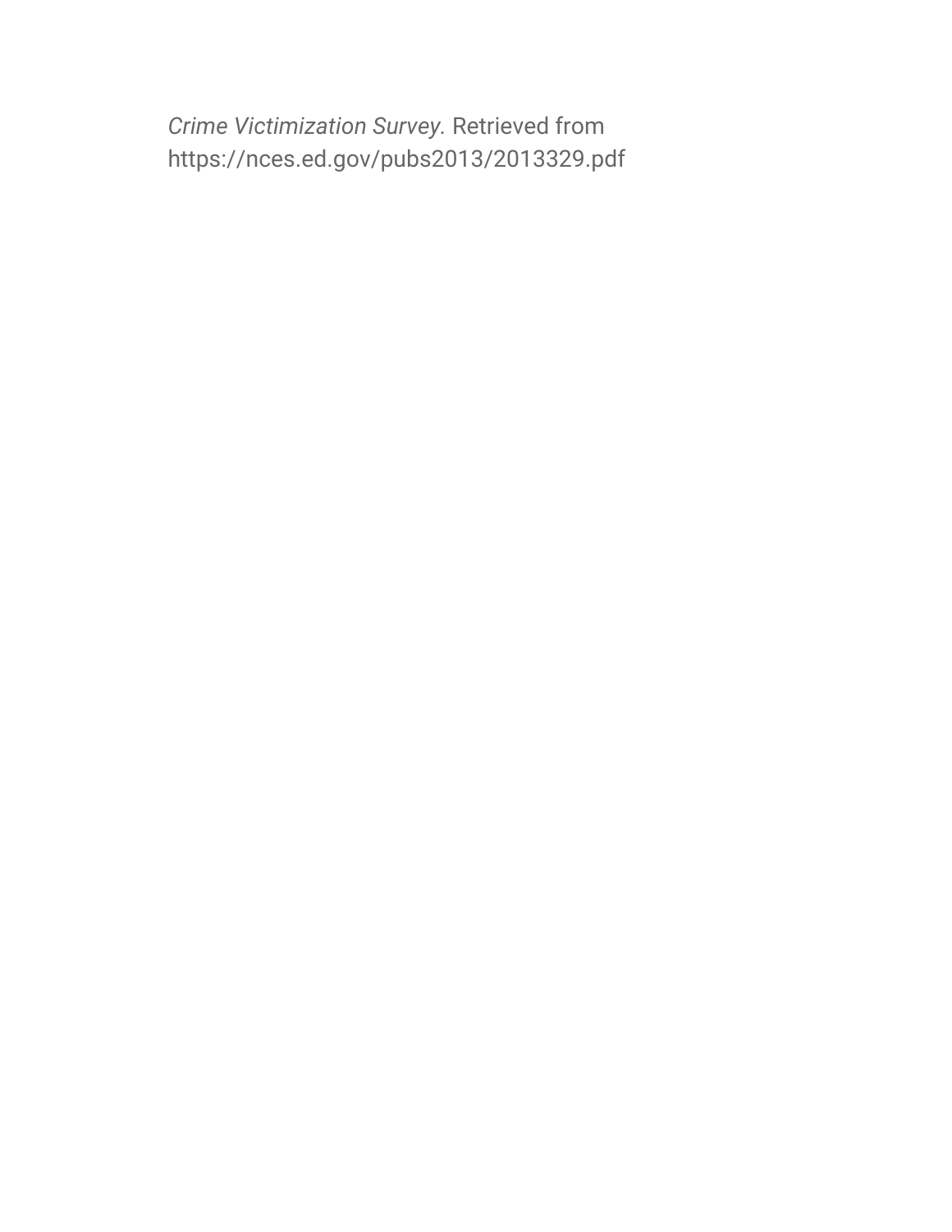*Crime Victimization Survey*. Retrieved from https://nces.ed.gov/pubs2013/2013329.pdf